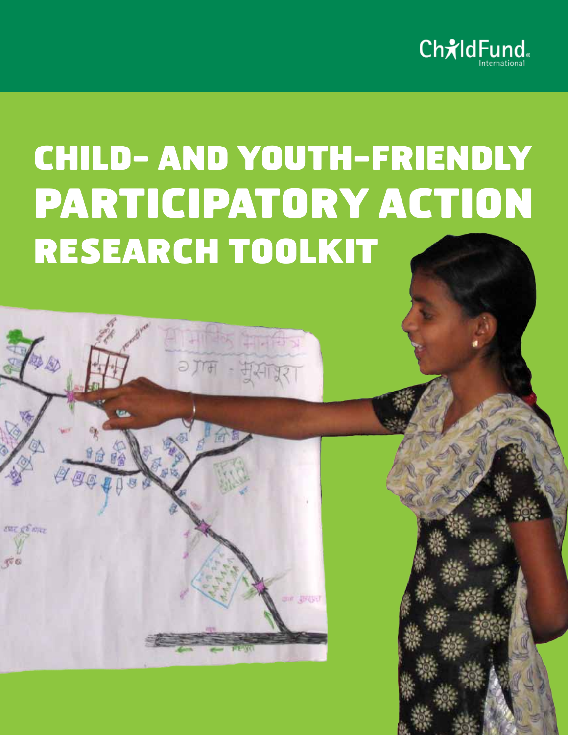ChildFund International

# CHILD- AND YOUTH-FRIENDLY PARTICIPATORY ACTION RESEARCH TOOLKIT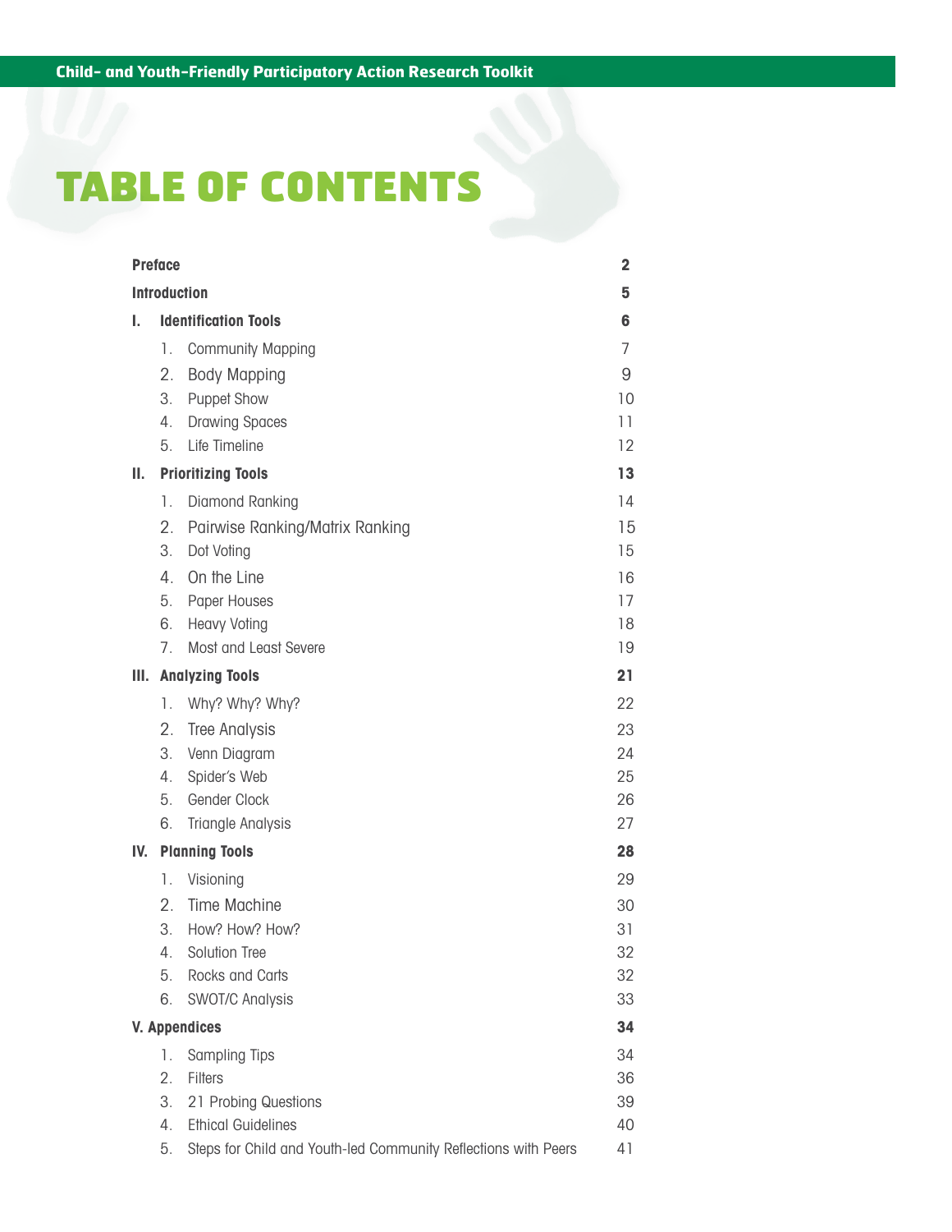# TABLE OF CONTENTS

| | | |
|---|---|---|
| **Preface** | | **2** |
| **Introduction** | | **5** |
| **I.** | **Identification Tools** | **6** |
| | 1. Community Mapping | 7 |
| | 2. Body Mapping | 9 |
| | 3. Puppet Show | 10 |
| | 4. Drawing Spaces | 11 |
| | 5. Life Timeline | 12 |
| **II.** | **Prioritizing Tools** | **13** |
| | 1. Diamond Ranking | 14 |
| | 2. Pairwise Ranking/Matrix Ranking | 15 |
| | 3. Dot Voting | 15 |
| | 4. On the Line | 16 |
| | 5. Paper Houses | 17 |
| | 6. Heavy Voting | 18 |
| | 7. Most and Least Severe | 19 |
| **III.** | **Analyzing Tools** | **21** |
| | 1. Why? Why? Why? | 22 |
| | 2. Tree Analysis | 23 |
| | 3. Venn Diagram | 24 |
| | 4. Spider's Web | 25 |
| | 5. Gender Clock | 26 |
| | 6. Triangle Analysis | 27 |
| **IV.** | **Planning Tools** | **28** |
| | 1. Visioning | 29 |
| | 2. Time Machine | 30 |
| | 3. How? How? How? | 31 |
| | 4. Solution Tree | 32 |
| | 5. Rocks and Carts | 32 |
| | 6. SWOT/C Analysis | 33 |
| **V. Appendices** | | **34** |
| | 1. Sampling Tips | 34 |
| | 2. Filters | 36 |
| | 3. 21 Probing Questions | 39 |
| | 4. Ethical Guidelines | 40 |
| | 5. Steps for Child and Youth-led Community Reflections with Peers | 41 |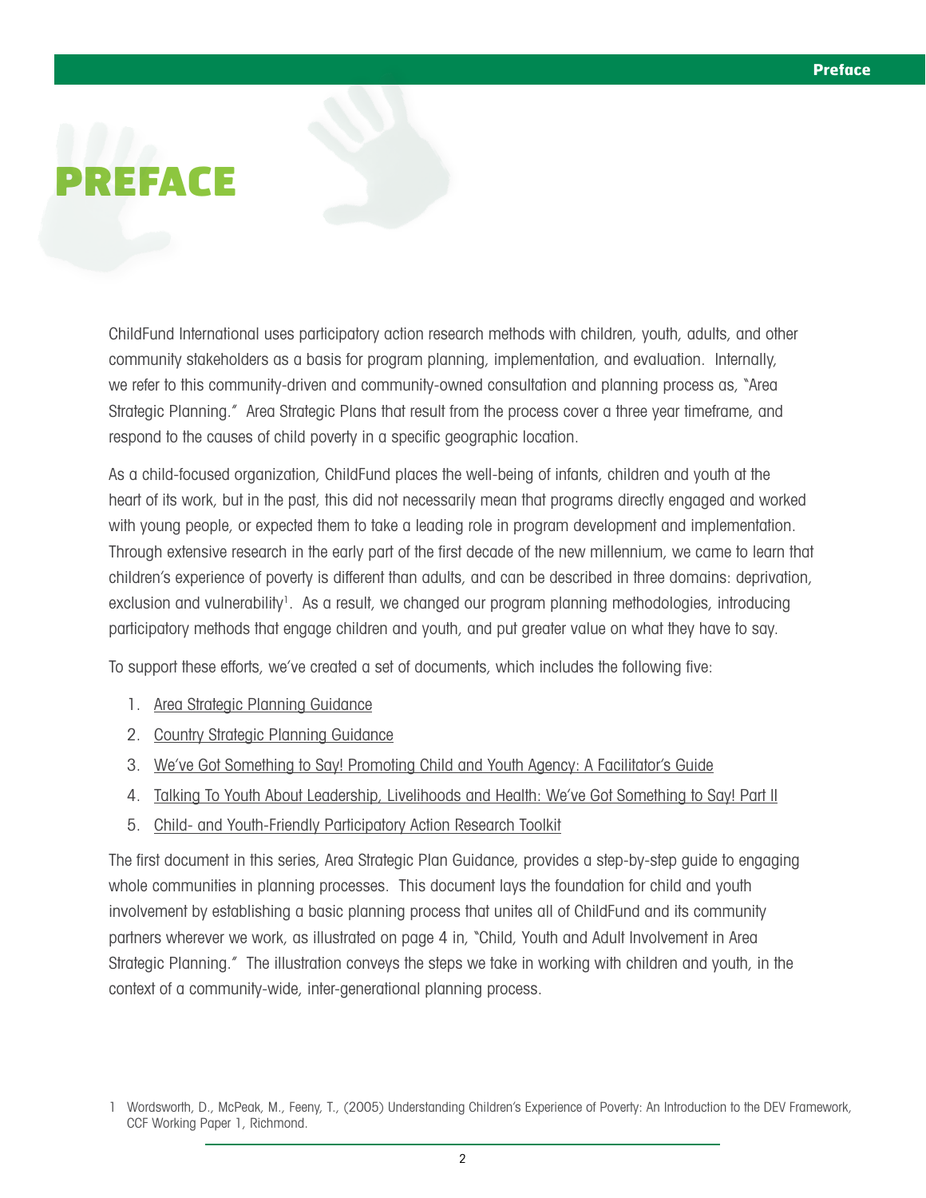# PREFACE

ChildFund International uses participatory action research methods with children, youth, adults, and other community stakeholders as a basis for program planning, implementation, and evaluation. Internally, we refer to this community-driven and community-owned consultation and planning process as, "Area Strategic Planning." Area Strategic Plans that result from the process cover a three year timeframe, and respond to the causes of child poverty in a specific geographic location.

As a child-focused organization, ChildFund places the well-being of infants, children and youth at the heart of its work, but in the past, this did not necessarily mean that programs directly engaged and worked with young people, or expected them to take a leading role in program development and implementation. Through extensive research in the early part of the first decade of the new millennium, we came to learn that children's experience of poverty is different than adults, and can be described in three domains: deprivation, exclusion and vulnerability[1]. As a result, we changed our program planning methodologies, introducing participatory methods that engage children and youth, and put greater value on what they have to say.

To support these efforts, we've created a set of documents, which includes the following five:

1. Area Strategic Planning Guidance
2. Country Strategic Planning Guidance
3. We've Got Something to Say! Promoting Child and Youth Agency: A Facilitator's Guide
4. Talking To Youth About Leadership, Livelihoods and Health: We've Got Something to Say! Part II
5. Child- and Youth-Friendly Participatory Action Research Toolkit

The first document in this series, Area Strategic Plan Guidance, provides a step-by-step guide to engaging whole communities in planning processes. This document lays the foundation for child and youth involvement by establishing a basic planning process that unites all of ChildFund and its community partners wherever we work, as illustrated on page 4 in, "Child, Youth and Adult Involvement in Area Strategic Planning." The illustration conveys the steps we take in working with children and youth, in the context of a community-wide, inter-generational planning process.

1 Wordsworth, D., McPeak, M., Feeny, T., (2005) Understanding Children's Experience of Poverty: An Introduction to the DEV Framework, CCF Working Paper 1, Richmond.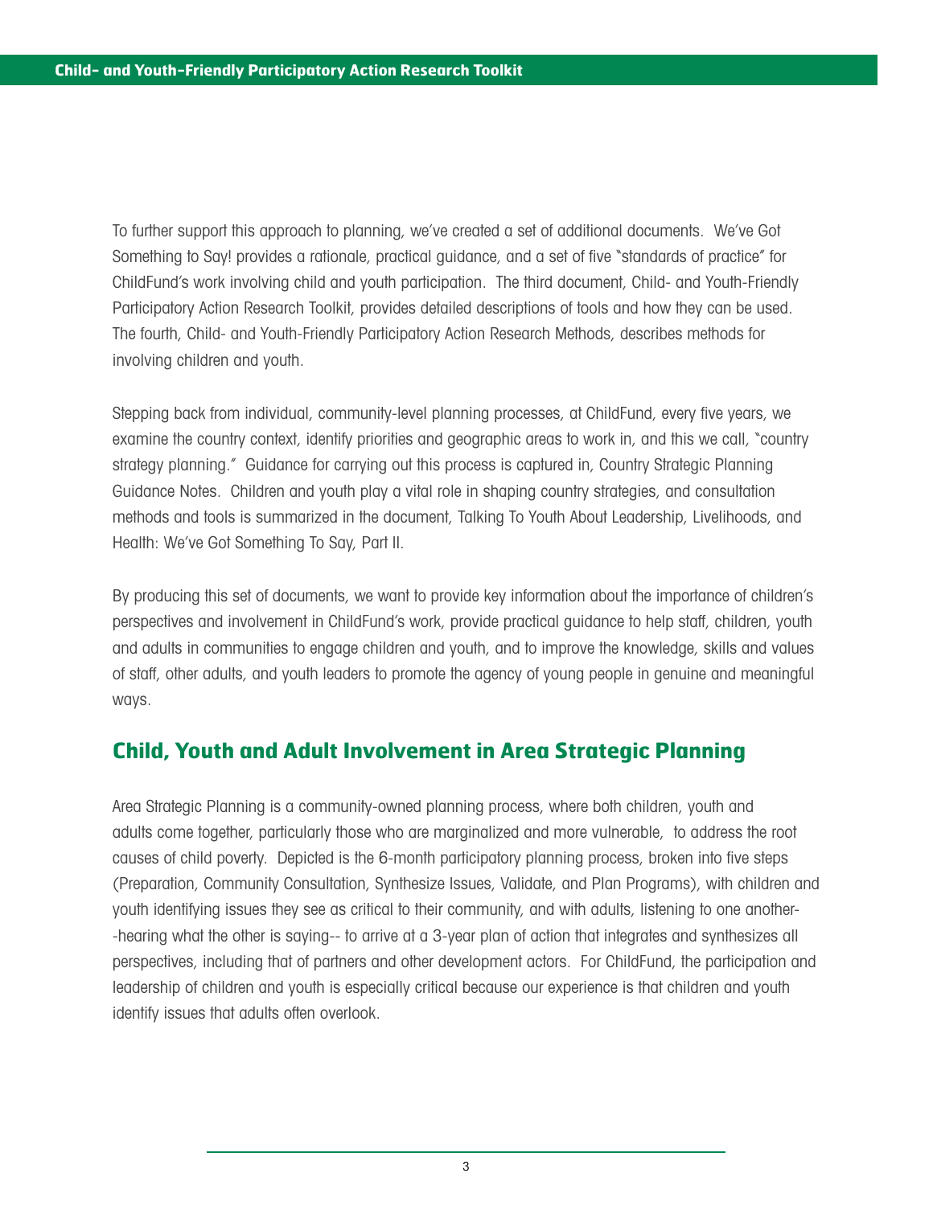To further support this approach to planning, we've created a set of additional documents. We've Got Something to Say! provides a rationale, practical guidance, and a set of five "standards of practice" for ChildFund's work involving child and youth participation. The third document, Child- and Youth-Friendly Participatory Action Research Toolkit, provides detailed descriptions of tools and how they can be used. The fourth, Child- and Youth-Friendly Participatory Action Research Methods, describes methods for involving children and youth.

Stepping back from individual, community-level planning processes, at ChildFund, every five years, we examine the country context, identify priorities and geographic areas to work in, and this we call, "country strategy planning." Guidance for carrying out this process is captured in, Country Strategic Planning Guidance Notes. Children and youth play a vital role in shaping country strategies, and consultation methods and tools is summarized in the document, Talking To Youth About Leadership, Livelihoods, and Health: We've Got Something To Say, Part II.

By producing this set of documents, we want to provide key information about the importance of children's perspectives and involvement in ChildFund's work, provide practical guidance to help staff, children, youth and adults in communities to engage children and youth, and to improve the knowledge, skills and values of staff, other adults, and youth leaders to promote the agency of young people in genuine and meaningful ways.

## Child, Youth and Adult Involvement in Area Strategic Planning

Area Strategic Planning is a community-owned planning process, where both children, youth and adults come together, particularly those who are marginalized and more vulnerable, to address the root causes of child poverty. Depicted is the 6-month participatory planning process, broken into five steps (Preparation, Community Consultation, Synthesize Issues, Validate, and Plan Programs), with children and youth identifying issues they see as critical to their community, and with adults, listening to one another--hearing what the other is saying-- to arrive at a 3-year plan of action that integrates and synthesizes all perspectives, including that of partners and other development actors. For ChildFund, the participation and leadership of children and youth is especially critical because our experience is that children and youth identify issues that adults often overlook.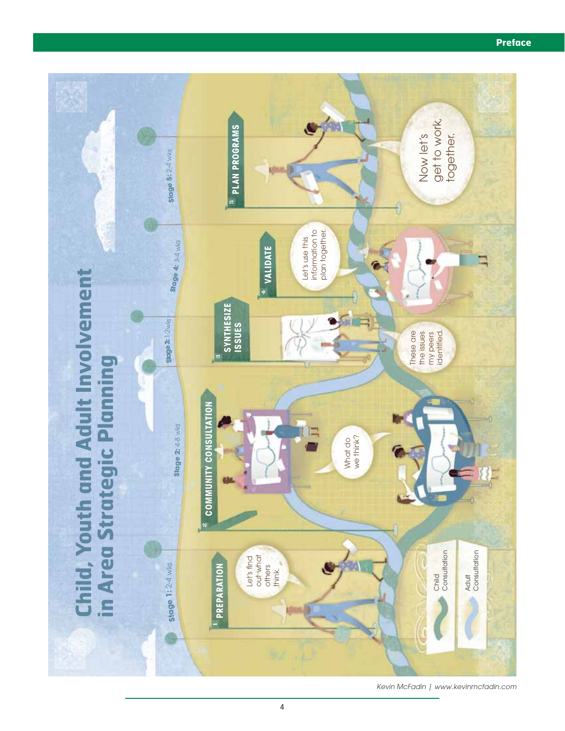# Child, Youth and Adult Involvement in Area Strategic Planning

**Stage 1:** 2-4 wks

**1 PREPARATION**

Let's find out what others think.

**Stage 2:** 4-8 wks

**2 COMMUNITY CONSULTATION**

What do we think?

**Stage 3:** 1-2wks

**3 SYNTHESIZE ISSUES**

These are the issues my peers identified.

**Stage 4:** 3-4 wks

**4 VALIDATE**

Let's use this information to plan together.

**Stage 5:** 2-4 wks

**5 PLAN PROGRAMS**

Now let's get to work, together.

Child Consultation

Adult Consultation

*Kevin McFadin | www.kevinmcfadin.com*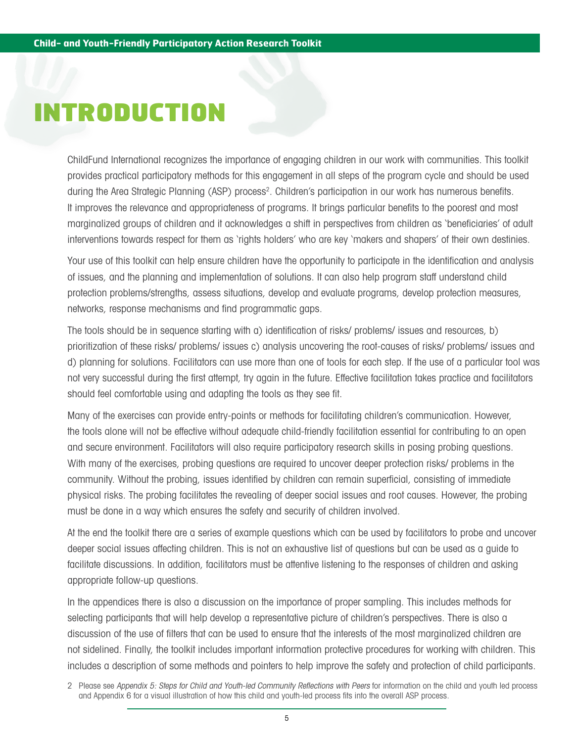# INTRODUCTION

ChildFund International recognizes the importance of engaging children in our work with communities. This toolkit provides practical participatory methods for this engagement in all steps of the program cycle and should be used during the Area Strategic Planning (ASP) process[2]. Children's participation in our work has numerous benefits. It improves the relevance and appropriateness of programs. It brings particular benefits to the poorest and most marginalized groups of children and it acknowledges a shift in perspectives from children as 'beneficiaries' of adult interventions towards respect for them as 'rights holders' who are key 'makers and shapers' of their own destinies.

Your use of this toolkit can help ensure children have the opportunity to participate in the identification and analysis of issues, and the planning and implementation of solutions. It can also help program staff understand child protection problems/strengths, assess situations, develop and evaluate programs, develop protection measures, networks, response mechanisms and find programmatic gaps.

The tools should be in sequence starting with a) identification of risks/ problems/ issues and resources, b) prioritization of these risks/ problems/ issues c) analysis uncovering the root-causes of risks/ problems/ issues and d) planning for solutions. Facilitators can use more than one of tools for each step. If the use of a particular tool was not very successful during the first attempt, try again in the future. Effective facilitation takes practice and facilitators should feel comfortable using and adapting the tools as they see fit.

Many of the exercises can provide entry-points or methods for facilitating children's communication. However, the tools alone will not be effective without adequate child-friendly facilitation essential for contributing to an open and secure environment. Facilitators will also require participatory research skills in posing probing questions. With many of the exercises, probing questions are required to uncover deeper protection risks/ problems in the community. Without the probing, issues identified by children can remain superficial, consisting of immediate physical risks. The probing facilitates the revealing of deeper social issues and root causes. However, the probing must be done in a way which ensures the safety and security of children involved.

At the end the toolkit there are a series of example questions which can be used by facilitators to probe and uncover deeper social issues affecting children. This is not an exhaustive list of questions but can be used as a guide to facilitate discussions. In addition, facilitators must be attentive listening to the responses of children and asking appropriate follow-up questions.

In the appendices there is also a discussion on the importance of proper sampling. This includes methods for selecting participants that will help develop a representative picture of children's perspectives. There is also a discussion of the use of filters that can be used to ensure that the interests of the most marginalized children are not sidelined. Finally, the toolkit includes important information protective procedures for working with children. This includes a description of some methods and pointers to help improve the safety and protection of child participants.

2 Please see *Appendix 5: Steps for Child and Youth-led Community Reflections with Peers* for information on the child and youth led process and Appendix 6 for a visual illustration of how this child and youth-led process fits into the overall ASP process.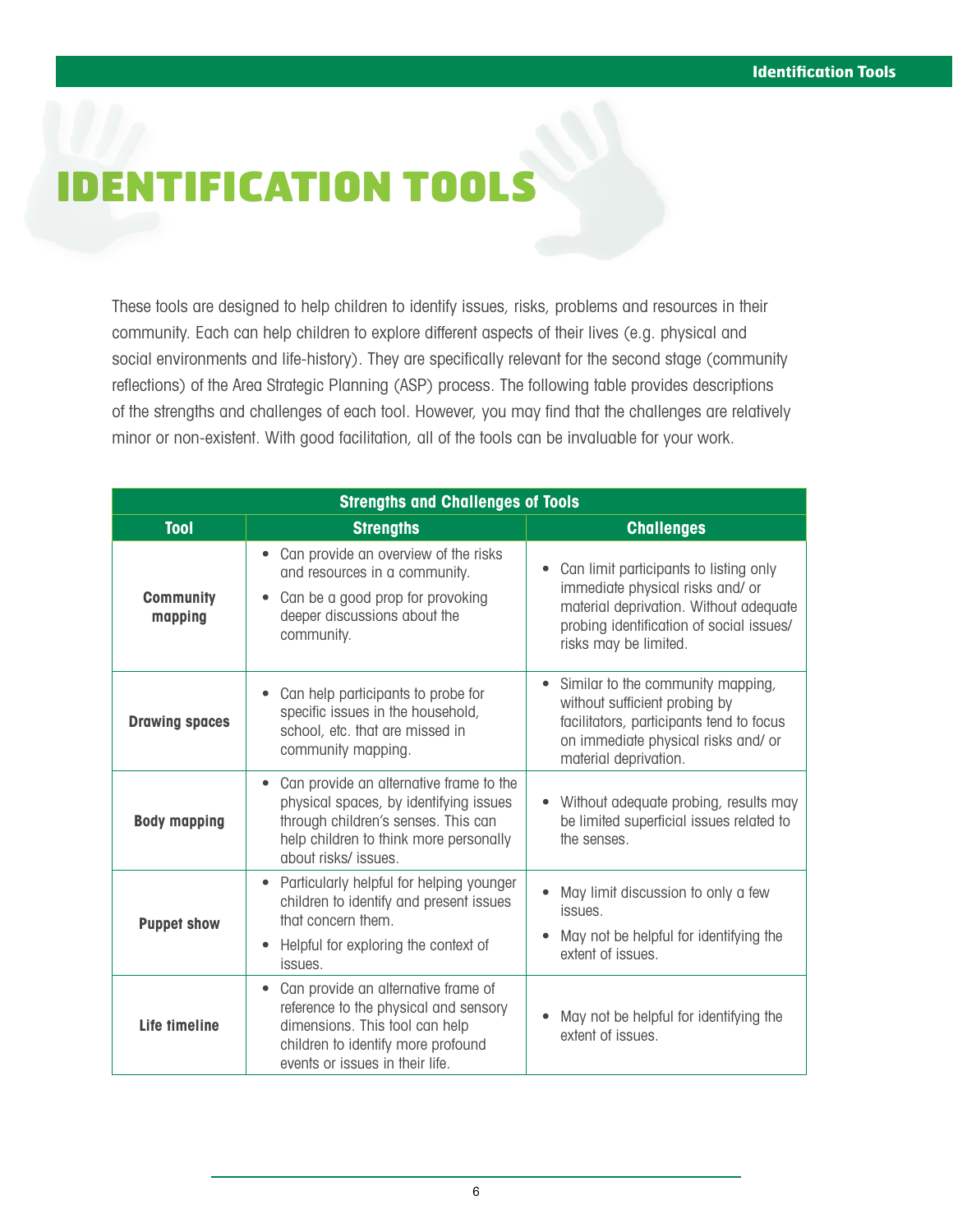# IDENTIFICATION TOOLS

These tools are designed to help children to identify issues, risks, problems and resources in their community. Each can help children to explore different aspects of their lives (e.g. physical and social environments and life-history). They are specifically relevant for the second stage (community reflections) of the Area Strategic Planning (ASP) process. The following table provides descriptions of the strengths and challenges of each tool. However, you may find that the challenges are relatively minor or non-existent. With good facilitation, all of the tools can be invaluable for your work.

| Strengths and Challenges of Tools | | |
|---|---|---|
| **Tool** | **Strengths** | **Challenges** |
| **Community mapping** | • Can provide an overview of the risks and resources in a community.<br>• Can be a good prop for provoking deeper discussions about the community. | • Can limit participants to listing only immediate physical risks and/ or material deprivation. Without adequate probing identification of social issues/ risks may be limited. |
| **Drawing spaces** | • Can help participants to probe for specific issues in the household, school, etc. that are missed in community mapping. | • Similar to the community mapping, without sufficient probing by facilitators, participants tend to focus on immediate physical risks and/ or material deprivation. |
| **Body mapping** | • Can provide an alternative frame to the physical spaces, by identifying issues through children's senses. This can help children to think more personally about risks/ issues. | • Without adequate probing, results may be limited superficial issues related to the senses. |
| **Puppet show** | • Particularly helpful for helping younger children to identify and present issues that concern them.<br>• Helpful for exploring the context of issues. | • May limit discussion to only a few issues.<br>• May not be helpful for identifying the extent of issues. |
| **Life timeline** | • Can provide an alternative frame of reference to the physical and sensory dimensions. This tool can help children to identify more profound events or issues in their life. | • May not be helpful for identifying the extent of issues. |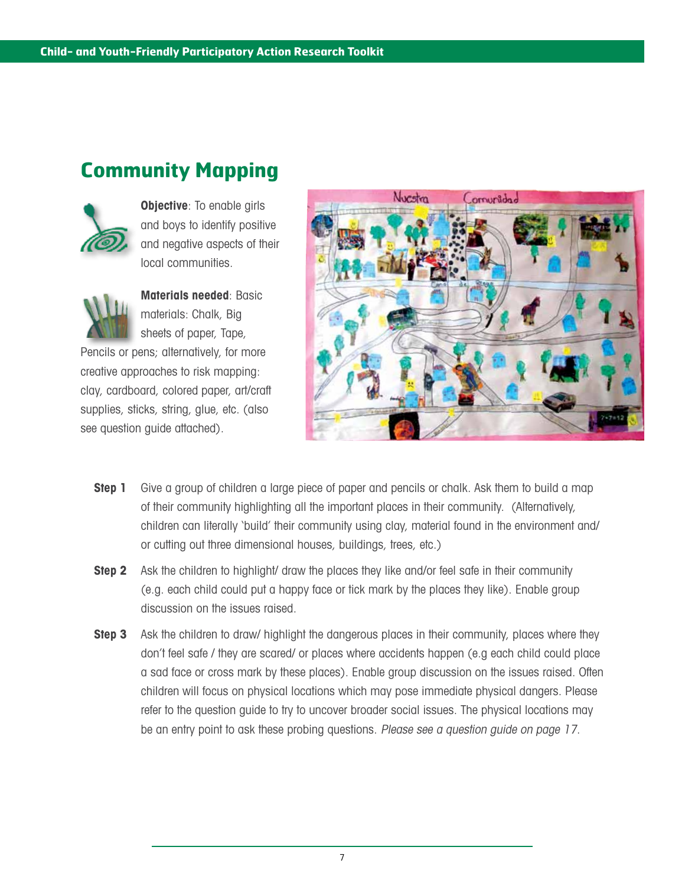## Community Mapping

**Objective**: To enable girls and boys to identify positive and negative aspects of their local communities.

**Materials needed**: Basic materials: Chalk, Big sheets of paper, Tape, Pencils or pens; alternatively, for more creative approaches to risk mapping: clay, cardboard, colored paper, art/craft supplies, sticks, string, glue, etc. (also see question guide attached).

**Step 1** Give a group of children a large piece of paper and pencils or chalk. Ask them to build a map of their community highlighting all the important places in their community. (Alternatively, children can literally 'build' their community using clay, material found in the environment and/or cutting out three dimensional houses, buildings, trees, etc.)

**Step 2** Ask the children to highlight/ draw the places they like and/or feel safe in their community (e.g. each child could put a happy face or tick mark by the places they like). Enable group discussion on the issues raised.

**Step 3** Ask the children to draw/ highlight the dangerous places in their community, places where they don't feel safe / they are scared/ or places where accidents happen (e.g each child could place a sad face or cross mark by these places). Enable group discussion on the issues raised. Often children will focus on physical locations which may pose immediate physical dangers. Please refer to the question guide to try to uncover broader social issues. The physical locations may be an entry point to ask these probing questions. *Please see a question guide on page 17.*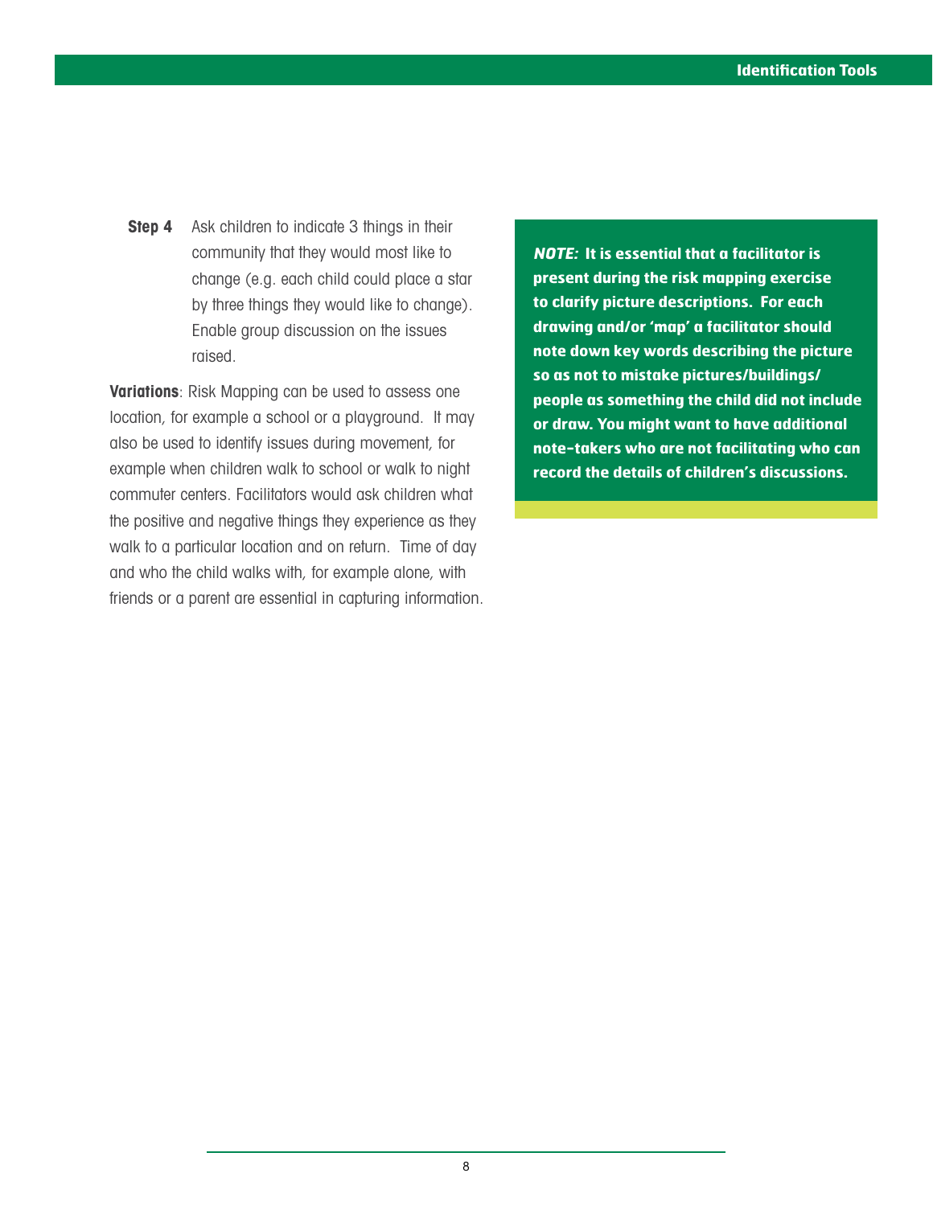**Step 4** Ask children to indicate 3 things in their community that they would most like to change (e.g. each child could place a star by three things they would like to change). Enable group discussion on the issues raised.

**Variations**: Risk Mapping can be used to assess one location, for example a school or a playground. It may also be used to identify issues during movement, for example when children walk to school or walk to night commuter centers. Facilitators would ask children what the positive and negative things they experience as they walk to a particular location and on return. Time of day and who the child walks with, for example alone, with friends or a parent are essential in capturing information.

***NOTE:*** **It is essential that a facilitator is present during the risk mapping exercise to clarify picture descriptions. For each drawing and/or 'map' a facilitator should note down key words describing the picture so as not to mistake pictures/buildings/people as something the child did not include or draw. You might want to have additional note-takers who are not facilitating who can record the details of children's discussions.**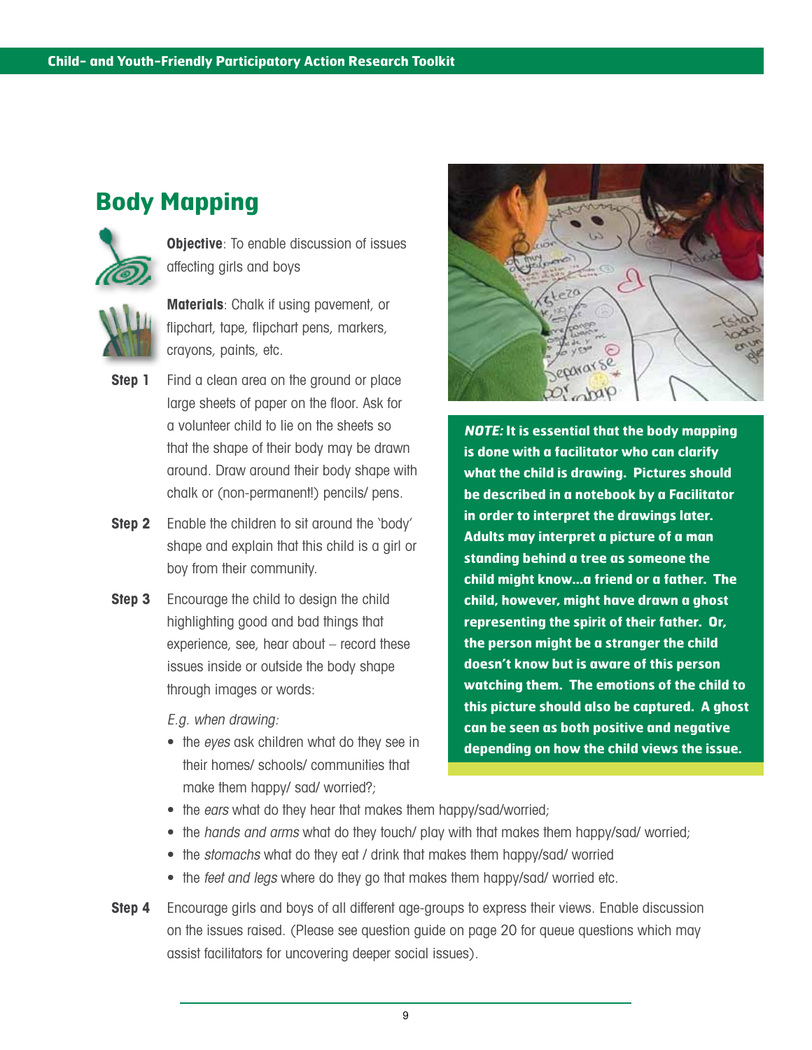## Body Mapping

**Objective**: To enable discussion of issues affecting girls and boys

**Materials**: Chalk if using pavement, or flipchart, tape, flipchart pens, markers, crayons, paints, etc.

**Step 1** Find a clean area on the ground or place large sheets of paper on the floor. Ask for a volunteer child to lie on the sheets so that the shape of their body may be drawn around. Draw around their body shape with chalk or (non-permanent!) pencils/ pens.

**Step 2** Enable the children to sit around the 'body' shape and explain that this child is a girl or boy from their community.

**Step 3** Encourage the child to design the child highlighting good and bad things that experience, see, hear about – record these issues inside or outside the body shape through images or words:

*E.g. when drawing:*

- the *eyes* ask children what do they see in their homes/ schools/ communities that make them happy/ sad/ worried?;
- the *ears* what do they hear that makes them happy/sad/worried;
- the *hands and arms* what do they touch/ play with that makes them happy/sad/ worried;
- the *stomachs* what do they eat / drink that makes them happy/sad/ worried
- the *feet and legs* where do they go that makes them happy/sad/ worried etc.

**Step 4** Encourage girls and boys of all different age-groups to express their views. Enable discussion on the issues raised. (Please see question guide on page 20 for queue questions which may assist facilitators for uncovering deeper social issues).

***NOTE:* It is essential that the body mapping is done with a facilitator who can clarify what the child is drawing. Pictures should be described in a notebook by a Facilitator in order to interpret the drawings later. Adults may interpret a picture of a man standing behind a tree as someone the child might know...a friend or a father. The child, however, might have drawn a ghost representing the spirit of their father. Or, the person might be a stranger the child doesn't know but is aware of this person watching them. The emotions of the child to this picture should also be captured. A ghost can be seen as both positive and negative depending on how the child views the issue.**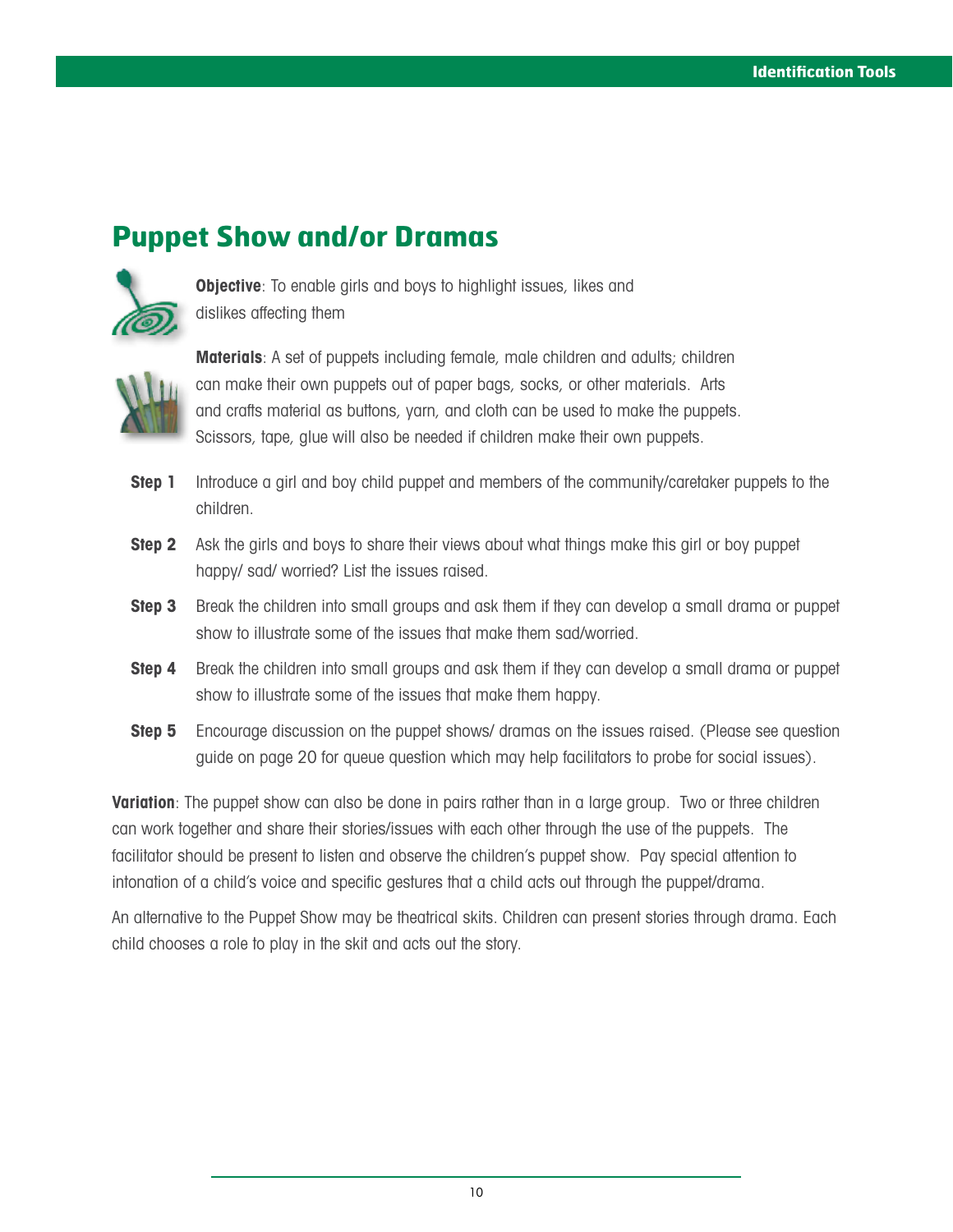## Puppet Show and/or Dramas

**Objective**: To enable girls and boys to highlight issues, likes and dislikes affecting them

**Materials**: A set of puppets including female, male children and adults; children can make their own puppets out of paper bags, socks, or other materials. Arts and crafts material as buttons, yarn, and cloth can be used to make the puppets. Scissors, tape, glue will also be needed if children make their own puppets.

**Step 1** Introduce a girl and boy child puppet and members of the community/caretaker puppets to the children.

**Step 2** Ask the girls and boys to share their views about what things make this girl or boy puppet happy/ sad/ worried? List the issues raised.

**Step 3** Break the children into small groups and ask them if they can develop a small drama or puppet show to illustrate some of the issues that make them sad/worried.

**Step 4** Break the children into small groups and ask them if they can develop a small drama or puppet show to illustrate some of the issues that make them happy.

**Step 5** Encourage discussion on the puppet shows/ dramas on the issues raised. (Please see question guide on page 20 for queue question which may help facilitators to probe for social issues).

**Variation**: The puppet show can also be done in pairs rather than in a large group. Two or three children can work together and share their stories/issues with each other through the use of the puppets. The facilitator should be present to listen and observe the children's puppet show. Pay special attention to intonation of a child's voice and specific gestures that a child acts out through the puppet/drama.

An alternative to the Puppet Show may be theatrical skits. Children can present stories through drama. Each child chooses a role to play in the skit and acts out the story.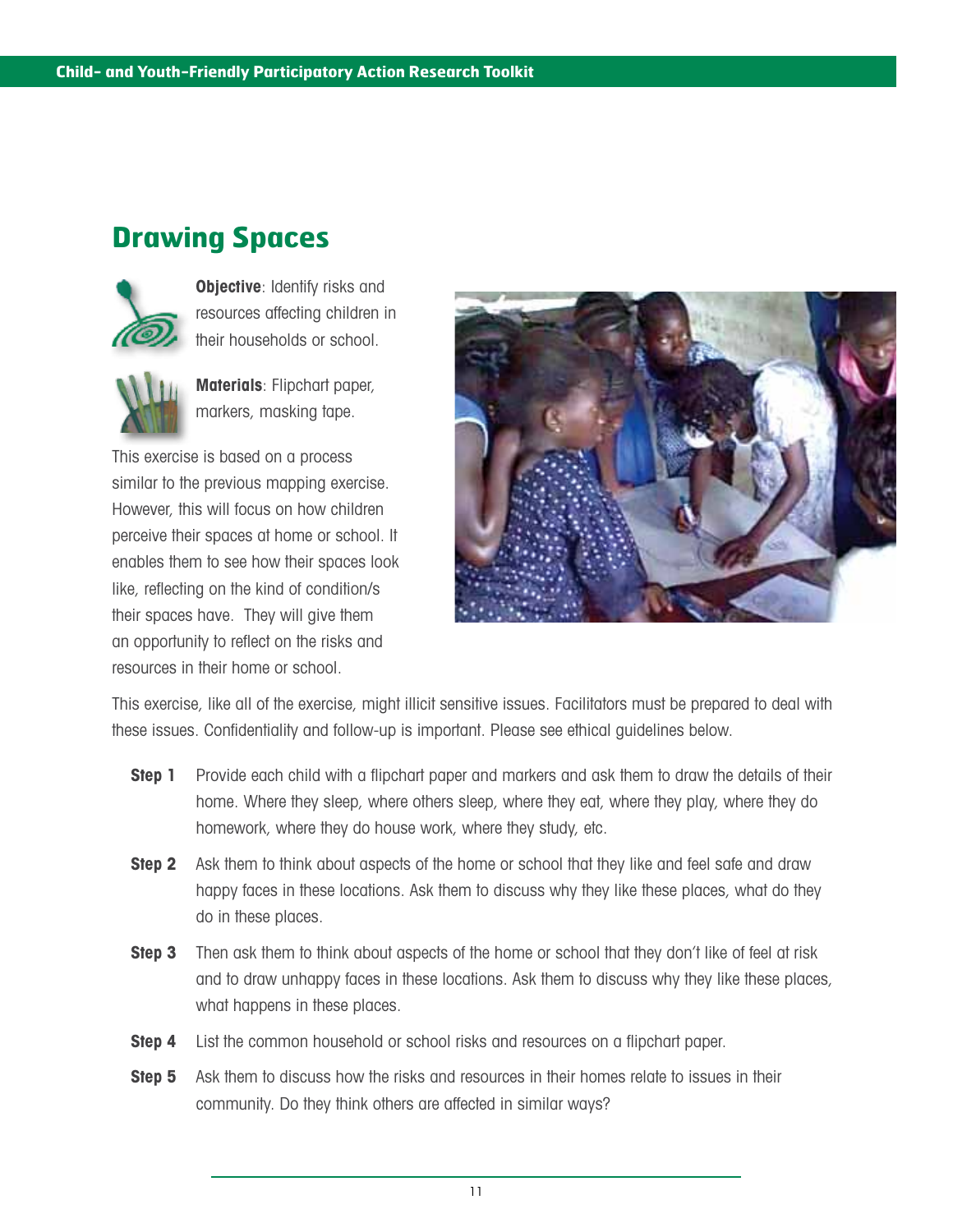## Drawing Spaces

**Objective**: Identify risks and resources affecting children in their households or school.

**Materials**: Flipchart paper, markers, masking tape.

This exercise is based on a process similar to the previous mapping exercise. However, this will focus on how children perceive their spaces at home or school. It enables them to see how their spaces look like, reflecting on the kind of condition/s their spaces have. They will give them an opportunity to reflect on the risks and resources in their home or school.

This exercise, like all of the exercise, might illicit sensitive issues. Facilitators must be prepared to deal with these issues. Confidentiality and follow-up is important. Please see ethical guidelines below.

**Step 1** Provide each child with a flipchart paper and markers and ask them to draw the details of their home. Where they sleep, where others sleep, where they eat, where they play, where they do homework, where they do house work, where they study, etc.

**Step 2** Ask them to think about aspects of the home or school that they like and feel safe and draw happy faces in these locations. Ask them to discuss why they like these places, what do they do in these places.

**Step 3** Then ask them to think about aspects of the home or school that they don't like of feel at risk and to draw unhappy faces in these locations. Ask them to discuss why they like these places, what happens in these places.

**Step 4** List the common household or school risks and resources on a flipchart paper.

**Step 5** Ask them to discuss how the risks and resources in their homes relate to issues in their community. Do they think others are affected in similar ways?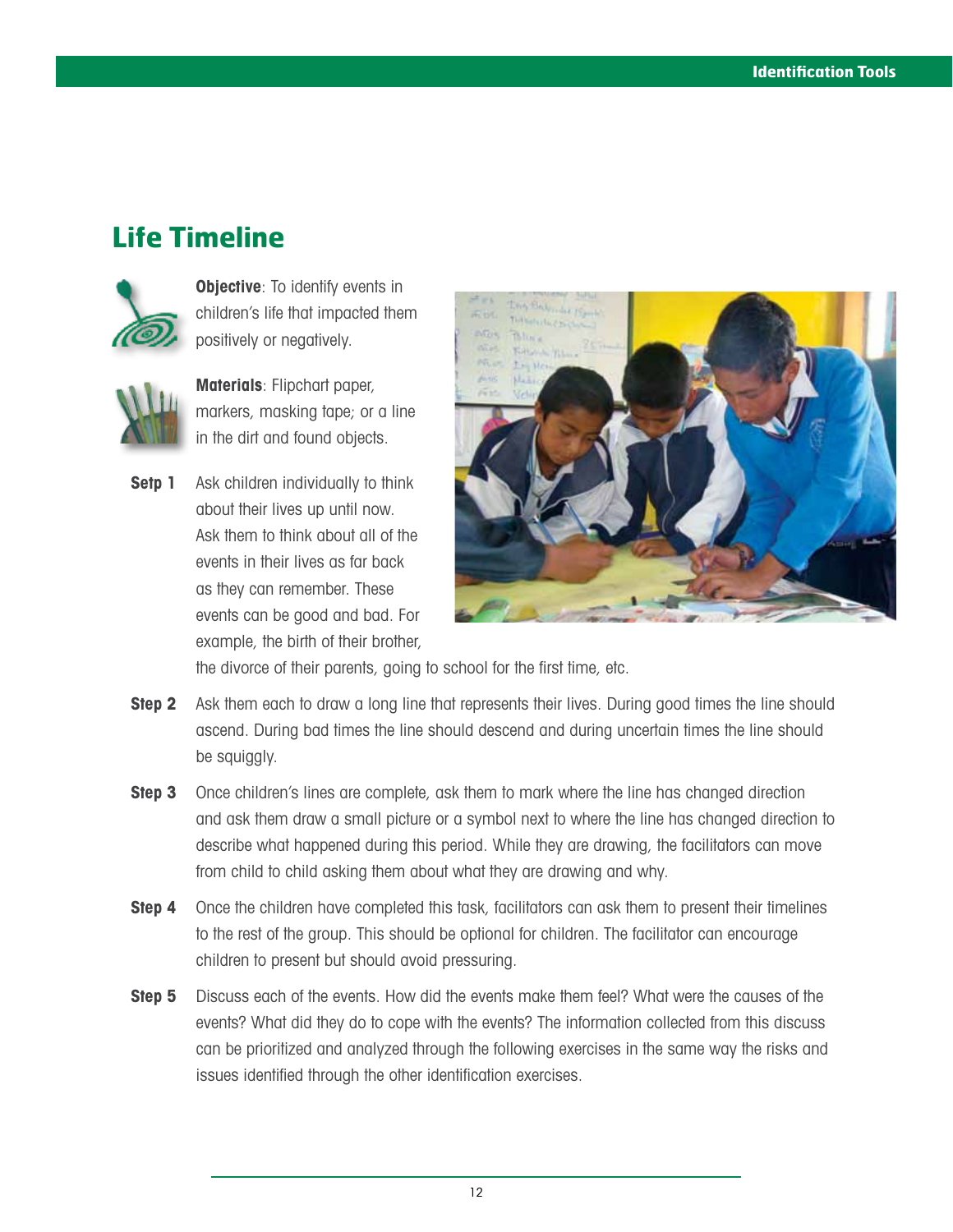## Life Timeline

**Objective**: To identify events in children's life that impacted them positively or negatively.

**Materials**: Flipchart paper, markers, masking tape; or a line in the dirt and found objects.

**Setp 1** Ask children individually to think about their lives up until now. Ask them to think about all of the events in their lives as far back as they can remember. These events can be good and bad. For example, the birth of their brother, the divorce of their parents, going to school for the first time, etc.

**Step 2** Ask them each to draw a long line that represents their lives. During good times the line should ascend. During bad times the line should descend and during uncertain times the line should be squiggly.

**Step 3** Once children's lines are complete, ask them to mark where the line has changed direction and ask them draw a small picture or a symbol next to where the line has changed direction to describe what happened during this period. While they are drawing, the facilitators can move from child to child asking them about what they are drawing and why.

**Step 4** Once the children have completed this task, facilitators can ask them to present their timelines to the rest of the group. This should be optional for children. The facilitator can encourage children to present but should avoid pressuring.

**Step 5** Discuss each of the events. How did the events make them feel? What were the causes of the events? What did they do to cope with the events? The information collected from this discuss can be prioritized and analyzed through the following exercises in the same way the risks and issues identified through the other identification exercises.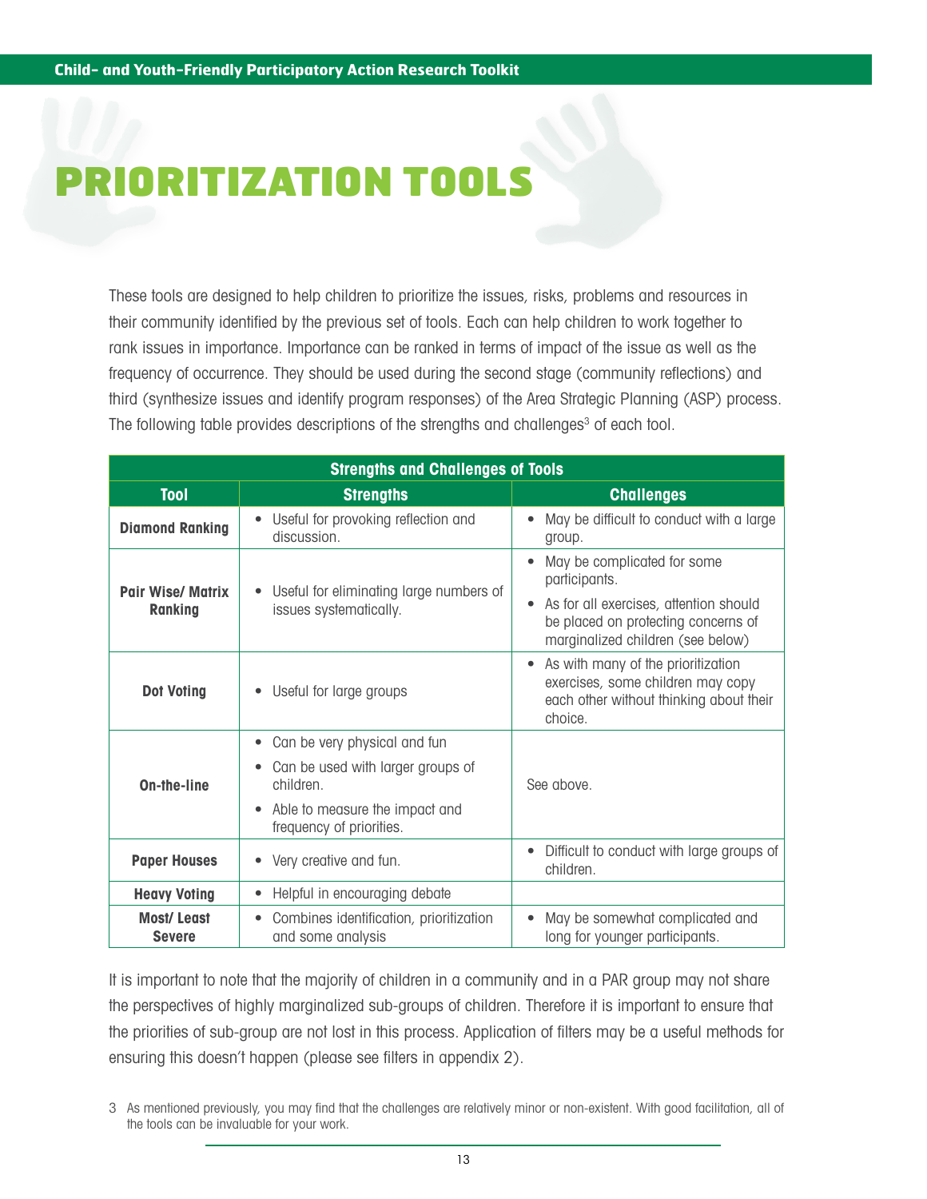# PRIORITIZATION TOOLS

These tools are designed to help children to prioritize the issues, risks, problems and resources in their community identified by the previous set of tools. Each can help children to work together to rank issues in importance. Importance can be ranked in terms of impact of the issue as well as the frequency of occurrence. They should be used during the second stage (community reflections) and third (synthesize issues and identify program responses) of the Area Strategic Planning (ASP) process. The following table provides descriptions of the strengths and challenges[3] of each tool.

| Strengths and Challenges of Tools | | |
|---|---|---|
| **Tool** | **Strengths** | **Challenges** |
| **Diamond Ranking** | • Useful for provoking reflection and discussion. | • May be difficult to conduct with a large group. |
| **Pair Wise/ Matrix Ranking** | • Useful for eliminating large numbers of issues systematically. | • May be complicated for some participants. • As for all exercises, attention should be placed on protecting concerns of marginalized children (see below) |
| **Dot Voting** | • Useful for large groups | • As with many of the prioritization exercises, some children may copy each other without thinking about their choice. |
| **On-the-line** | • Can be very physical and fun • Can be used with larger groups of children. • Able to measure the impact and frequency of priorities. | See above. |
| **Paper Houses** | • Very creative and fun. | • Difficult to conduct with large groups of children. |
| **Heavy Voting** | • Helpful in encouraging debate | |
| **Most/ Least Severe** | • Combines identification, prioritization and some analysis | • May be somewhat complicated and long for younger participants. |

It is important to note that the majority of children in a community and in a PAR group may not share the perspectives of highly marginalized sub-groups of children. Therefore it is important to ensure that the priorities of sub-group are not lost in this process. Application of filters may be a useful methods for ensuring this doesn't happen (please see filters in appendix 2).

3 As mentioned previously, you may find that the challenges are relatively minor or non-existent. With good facilitation, all of the tools can be invaluable for your work.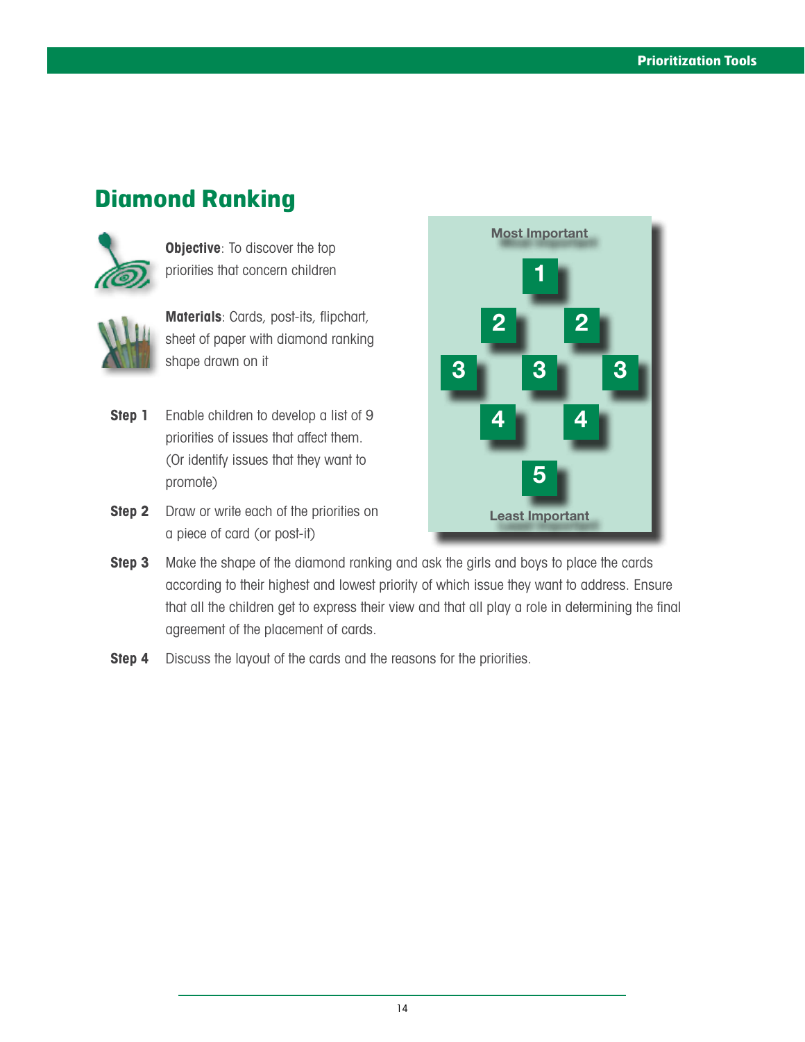# Diamond Ranking

**Objective**: To discover the top priorities that concern children

**Materials**: Cards, post-its, flipchart, sheet of paper with diamond ranking shape drawn on it

Most Important

1

2 2

3 3 3

4 4

5

Least Important

**Step 1** Enable children to develop a list of 9 priorities of issues that affect them. (Or identify issues that they want to promote)

**Step 2** Draw or write each of the priorities on a piece of card (or post-it)

**Step 3** Make the shape of the diamond ranking and ask the girls and boys to place the cards according to their highest and lowest priority of which issue they want to address. Ensure that all the children get to express their view and that all play a role in determining the final agreement of the placement of cards.

**Step 4** Discuss the layout of the cards and the reasons for the priorities.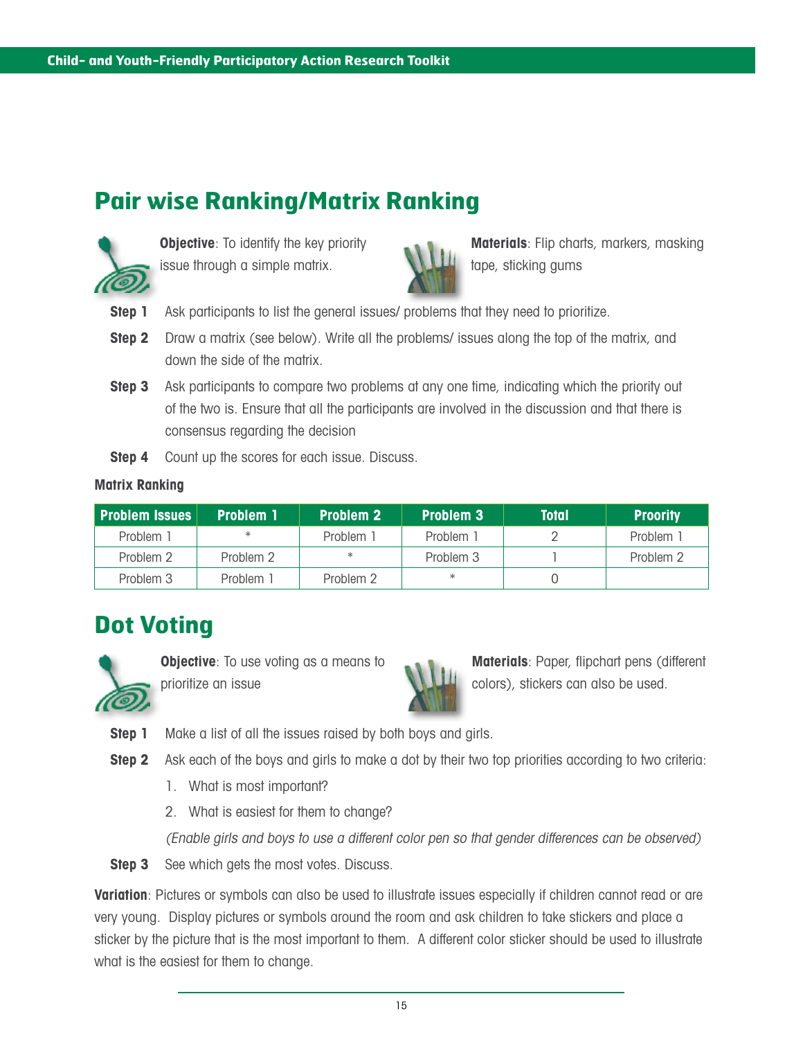## Pair wise Ranking/Matrix Ranking

**Objective**: To identify the key priority issue through a simple matrix.

**Materials**: Flip charts, markers, masking tape, sticking gums

**Step 1** Ask participants to list the general issues/ problems that they need to prioritize.

**Step 2** Draw a matrix (see below). Write all the problems/ issues along the top of the matrix, and down the side of the matrix.

**Step 3** Ask participants to compare two problems at any one time, indicating which the priority out of the two is. Ensure that all the participants are involved in the discussion and that there is consensus regarding the decision

**Step 4** Count up the scores for each issue. Discuss.

**Matrix Ranking**

| Problem Issues | Problem 1 | Problem 2 | Problem 3 | Total | Proority |
|---|---|---|---|---|---|
| Problem 1 | * | Problem 1 | Problem 1 | 2 | Problem 1 |
| Problem 2 | Problem 2 | * | Problem 3 | 1 | Problem 2 |
| Problem 3 | Problem 1 | Problem 2 | * | 0 | |

## Dot Voting

**Objective**: To use voting as a means to prioritize an issue

**Materials**: Paper, flipchart pens (different colors), stickers can also be used.

**Step 1** Make a list of all the issues raised by both boys and girls.

**Step 2** Ask each of the boys and girls to make a dot by their two top priorities according to two criteria:

1. What is most important?
2. What is easiest for them to change?

*(Enable girls and boys to use a different color pen so that gender differences can be observed)*

**Step 3** See which gets the most votes. Discuss.

**Variation**: Pictures or symbols can also be used to illustrate issues especially if children cannot read or are very young. Display pictures or symbols around the room and ask children to take stickers and place a sticker by the picture that is the most important to them. A different color sticker should be used to illustrate what is the easiest for them to change.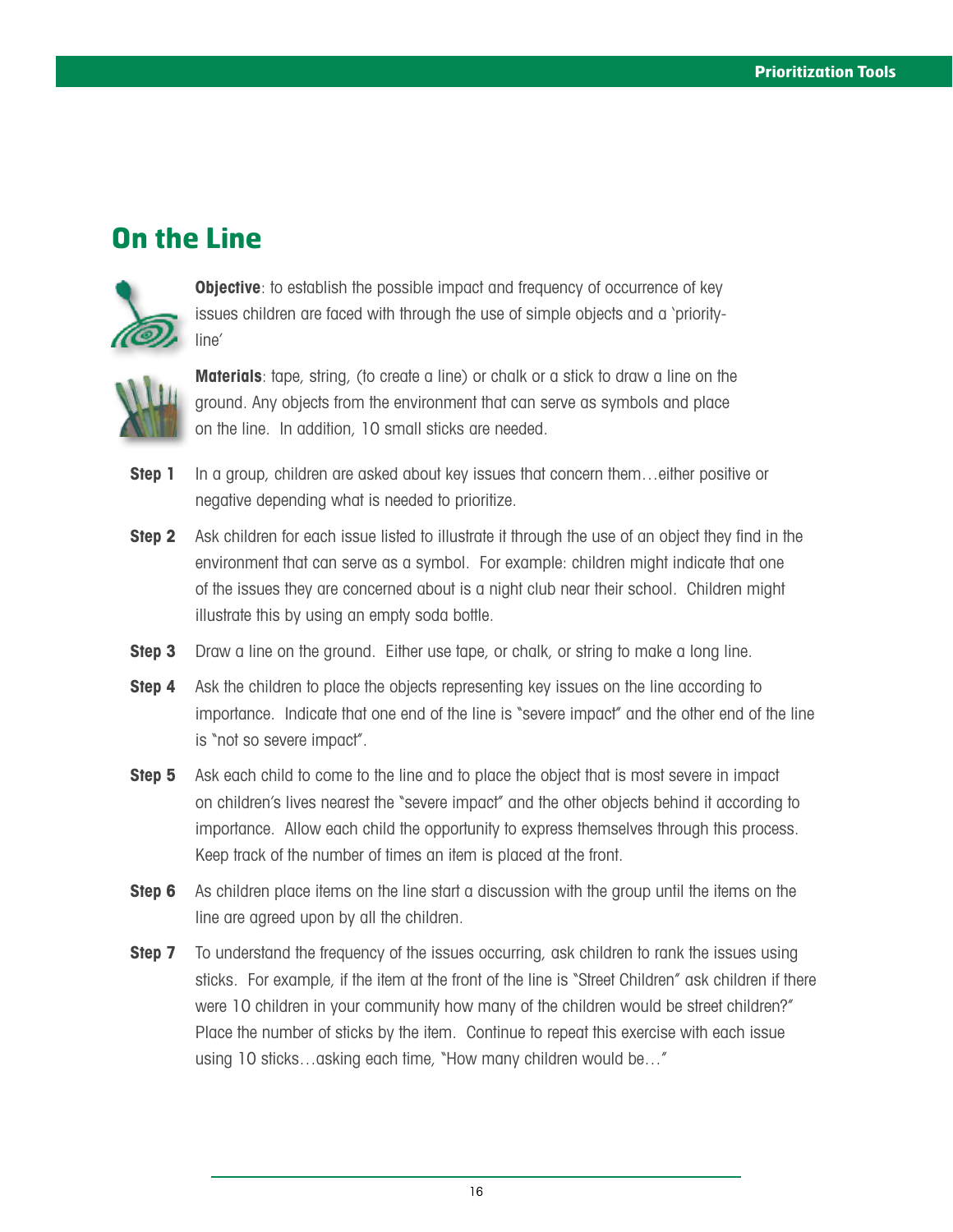## On the Line

**Objective**: to establish the possible impact and frequency of occurrence of key issues children are faced with through the use of simple objects and a 'priority-line'

**Materials**: tape, string, (to create a line) or chalk or a stick to draw a line on the ground. Any objects from the environment that can serve as symbols and place on the line. In addition, 10 small sticks are needed.

**Step 1** In a group, children are asked about key issues that concern them…either positive or negative depending what is needed to prioritize.

**Step 2** Ask children for each issue listed to illustrate it through the use of an object they find in the environment that can serve as a symbol. For example: children might indicate that one of the issues they are concerned about is a night club near their school. Children might illustrate this by using an empty soda bottle.

**Step 3** Draw a line on the ground. Either use tape, or chalk, or string to make a long line.

**Step 4** Ask the children to place the objects representing key issues on the line according to importance. Indicate that one end of the line is "severe impact" and the other end of the line is "not so severe impact".

**Step 5** Ask each child to come to the line and to place the object that is most severe in impact on children's lives nearest the "severe impact" and the other objects behind it according to importance. Allow each child the opportunity to express themselves through this process. Keep track of the number of times an item is placed at the front.

**Step 6** As children place items on the line start a discussion with the group until the items on the line are agreed upon by all the children.

**Step 7** To understand the frequency of the issues occurring, ask children to rank the issues using sticks. For example, if the item at the front of the line is "Street Children" ask children if there were 10 children in your community how many of the children would be street children?" Place the number of sticks by the item. Continue to repeat this exercise with each issue using 10 sticks…asking each time, "How many children would be…"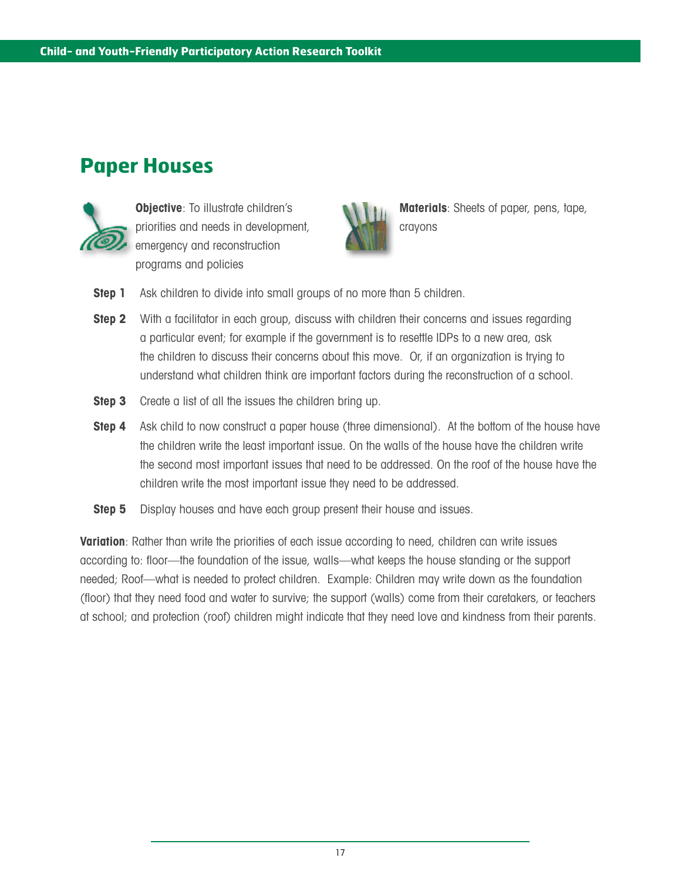## Paper Houses

**Objective**: To illustrate children's priorities and needs in development, emergency and reconstruction programs and policies

**Materials**: Sheets of paper, pens, tape, crayons

**Step 1** Ask children to divide into small groups of no more than 5 children.

**Step 2** With a facilitator in each group, discuss with children their concerns and issues regarding a particular event; for example if the government is to resettle IDPs to a new area, ask the children to discuss their concerns about this move. Or, if an organization is trying to understand what children think are important factors during the reconstruction of a school.

**Step 3** Create a list of all the issues the children bring up.

**Step 4** Ask child to now construct a paper house (three dimensional). At the bottom of the house have the children write the least important issue. On the walls of the house have the children write the second most important issues that need to be addressed. On the roof of the house have the children write the most important issue they need to be addressed.

**Step 5** Display houses and have each group present their house and issues.

**Variation**: Rather than write the priorities of each issue according to need, children can write issues according to: floor—the foundation of the issue, walls—what keeps the house standing or the support needed; Roof—what is needed to protect children. Example: Children may write down as the foundation (floor) that they need food and water to survive; the support (walls) come from their caretakers, or teachers at school; and protection (roof) children might indicate that they need love and kindness from their parents.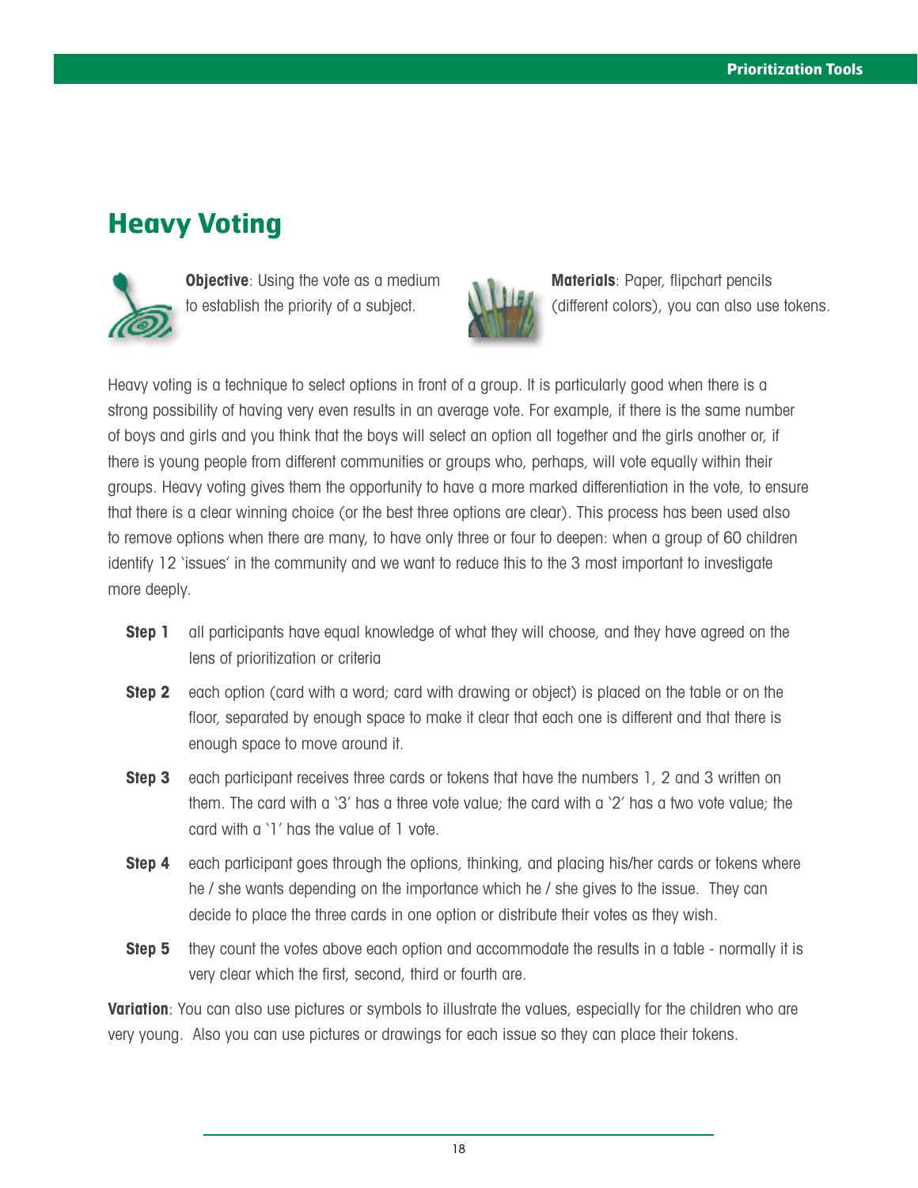## Heavy Voting

**Objective**: Using the vote as a medium to establish the priority of a subject.

**Materials**: Paper, flipchart pencils (different colors), you can also use tokens.

Heavy voting is a technique to select options in front of a group. It is particularly good when there is a strong possibility of having very even results in an average vote. For example, if there is the same number of boys and girls and you think that the boys will select an option all together and the girls another or, if there is young people from different communities or groups who, perhaps, will vote equally within their groups. Heavy voting gives them the opportunity to have a more marked differentiation in the vote, to ensure that there is a clear winning choice (or the best three options are clear). This process has been used also to remove options when there are many, to have only three or four to deepen: when a group of 60 children identify 12 'issues' in the community and we want to reduce this to the 3 most important to investigate more deeply.

**Step 1** all participants have equal knowledge of what they will choose, and they have agreed on the lens of prioritization or criteria

**Step 2** each option (card with a word; card with drawing or object) is placed on the table or on the floor, separated by enough space to make it clear that each one is different and that there is enough space to move around it.

**Step 3** each participant receives three cards or tokens that have the numbers 1, 2 and 3 written on them. The card with a '3' has a three vote value; the card with a '2' has a two vote value; the card with a '1' has the value of 1 vote.

**Step 4** each participant goes through the options, thinking, and placing his/her cards or tokens where he / she wants depending on the importance which he / she gives to the issue. They can decide to place the three cards in one option or distribute their votes as they wish.

**Step 5** they count the votes above each option and accommodate the results in a table - normally it is very clear which the first, second, third or fourth are.

**Variation**: You can also use pictures or symbols to illustrate the values, especially for the children who are very young. Also you can use pictures or drawings for each issue so they can place their tokens.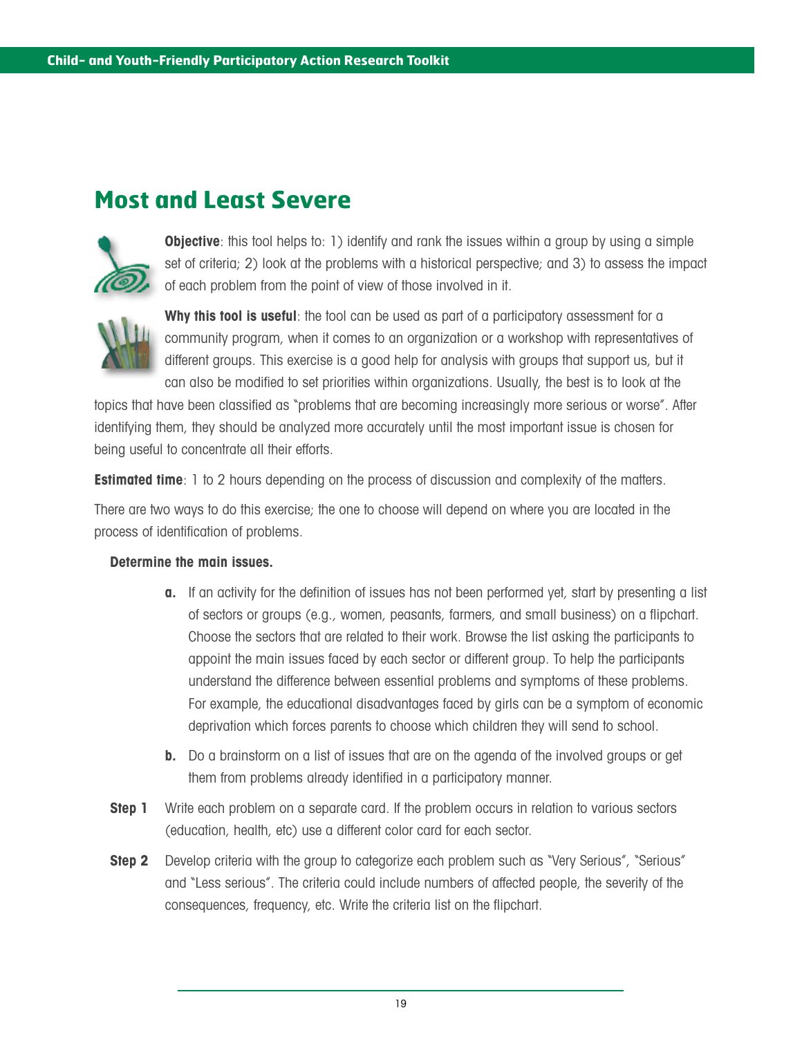## Most and Least Severe

**Objective**: this tool helps to: 1) identify and rank the issues within a group by using a simple set of criteria; 2) look at the problems with a historical perspective; and 3) to assess the impact of each problem from the point of view of those involved in it.

**Why this tool is useful**: the tool can be used as part of a participatory assessment for a community program, when it comes to an organization or a workshop with representatives of different groups. This exercise is a good help for analysis with groups that support us, but it can also be modified to set priorities within organizations. Usually, the best is to look at the topics that have been classified as "problems that are becoming increasingly more serious or worse". After identifying them, they should be analyzed more accurately until the most important issue is chosen for being useful to concentrate all their efforts.

**Estimated time**: 1 to 2 hours depending on the process of discussion and complexity of the matters.

There are two ways to do this exercise; the one to choose will depend on where you are located in the process of identification of problems.

**Determine the main issues.**

**a.** If an activity for the definition of issues has not been performed yet, start by presenting a list of sectors or groups (e.g., women, peasants, farmers, and small business) on a flipchart. Choose the sectors that are related to their work. Browse the list asking the participants to appoint the main issues faced by each sector or different group. To help the participants understand the difference between essential problems and symptoms of these problems. For example, the educational disadvantages faced by girls can be a symptom of economic deprivation which forces parents to choose which children they will send to school.

**b.** Do a brainstorm on a list of issues that are on the agenda of the involved groups or get them from problems already identified in a participatory manner.

**Step 1** Write each problem on a separate card. If the problem occurs in relation to various sectors (education, health, etc) use a different color card for each sector.

**Step 2** Develop criteria with the group to categorize each problem such as "Very Serious", "Serious" and "Less serious". The criteria could include numbers of affected people, the severity of the consequences, frequency, etc. Write the criteria list on the flipchart.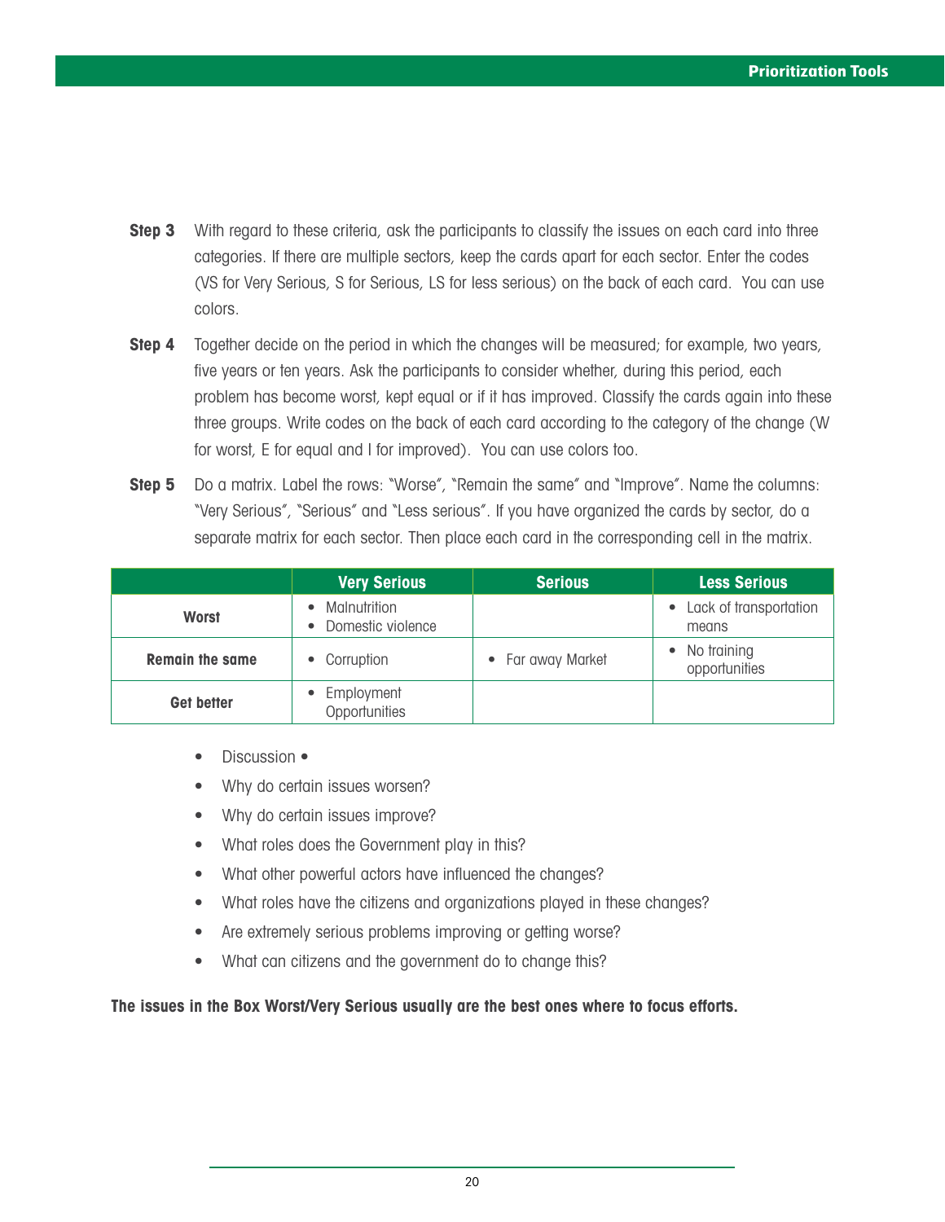**Step 3** With regard to these criteria, ask the participants to classify the issues on each card into three categories. If there are multiple sectors, keep the cards apart for each sector. Enter the codes (VS for Very Serious, S for Serious, LS for less serious) on the back of each card. You can use colors.

**Step 4** Together decide on the period in which the changes will be measured; for example, two years, five years or ten years. Ask the participants to consider whether, during this period, each problem has become worst, kept equal or if it has improved. Classify the cards again into these three groups. Write codes on the back of each card according to the category of the change (W for worst, E for equal and I for improved). You can use colors too.

**Step 5** Do a matrix. Label the rows: "Worse", "Remain the same" and "Improve". Name the columns: "Very Serious", "Serious" and "Less serious". If you have organized the cards by sector, do a separate matrix for each sector. Then place each card in the corresponding cell in the matrix.

| | Very Serious | Serious | Less Serious |
|---|---|---|---|
| **Worst** | • Malnutrition<br>• Domestic violence | | • Lack of transportation means |
| **Remain the same** | • Corruption | • Far away Market | • No training opportunities |
| **Get better** | • Employment Opportunities | | |

- Discussion •
- Why do certain issues worsen?
- Why do certain issues improve?
- What roles does the Government play in this?
- What other powerful actors have influenced the changes?
- What roles have the citizens and organizations played in these changes?
- Are extremely serious problems improving or getting worse?
- What can citizens and the government do to change this?

**The issues in the Box Worst/Very Serious usually are the best ones where to focus efforts.**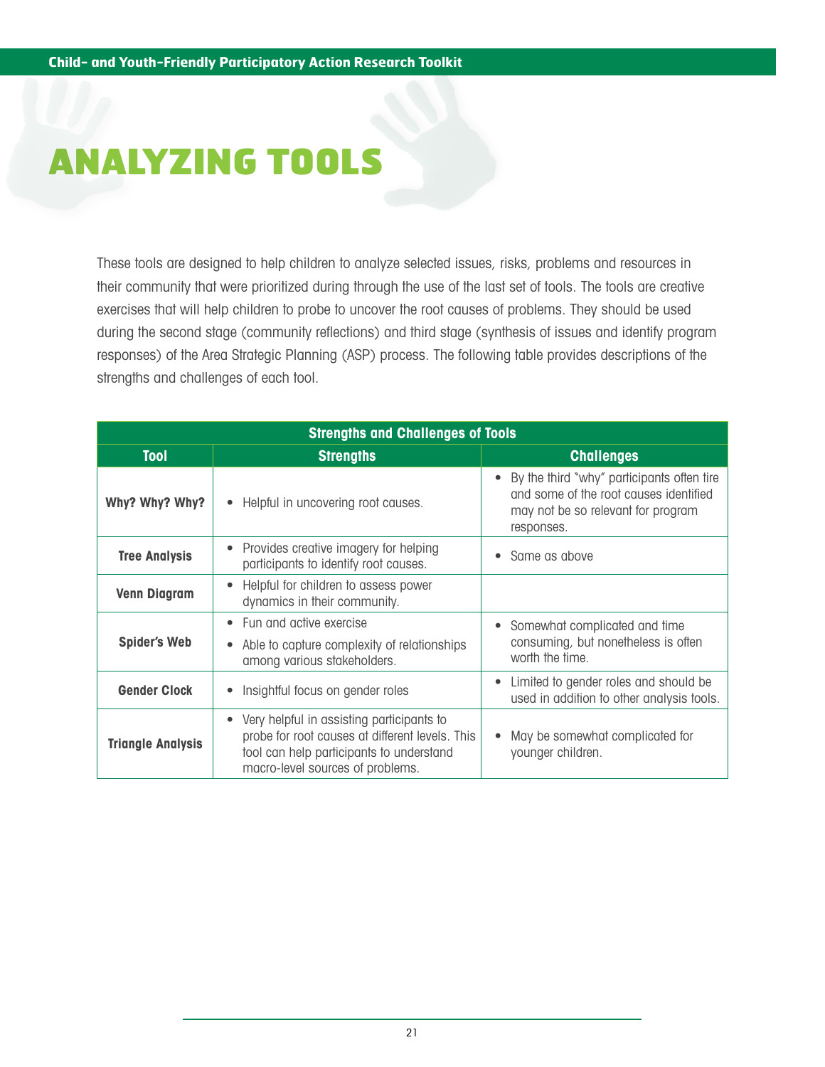# ANALYZING TOOLS

These tools are designed to help children to analyze selected issues, risks, problems and resources in their community that were prioritized during through the use of the last set of tools. The tools are creative exercises that will help children to probe to uncover the root causes of problems. They should be used during the second stage (community reflections) and third stage (synthesis of issues and identify program responses) of the Area Strategic Planning (ASP) process. The following table provides descriptions of the strengths and challenges of each tool.

| Strengths and Challenges of Tools | | |
|---|---|---|
| **Tool** | **Strengths** | **Challenges** |
| **Why? Why? Why?** | • Helpful in uncovering root causes. | • By the third "why" participants often tire and some of the root causes identified may not be so relevant for program responses. |
| **Tree Analysis** | • Provides creative imagery for helping participants to identify root causes. | • Same as above |
| **Venn Diagram** | • Helpful for children to assess power dynamics in their community. | |
| **Spider's Web** | • Fun and active exercise<br>• Able to capture complexity of relationships among various stakeholders. | • Somewhat complicated and time consuming, but nonetheless is often worth the time. |
| **Gender Clock** | • Insightful focus on gender roles | • Limited to gender roles and should be used in addition to other analysis tools. |
| **Triangle Analysis** | • Very helpful in assisting participants to probe for root causes at different levels. This tool can help participants to understand macro-level sources of problems. | • May be somewhat complicated for younger children. |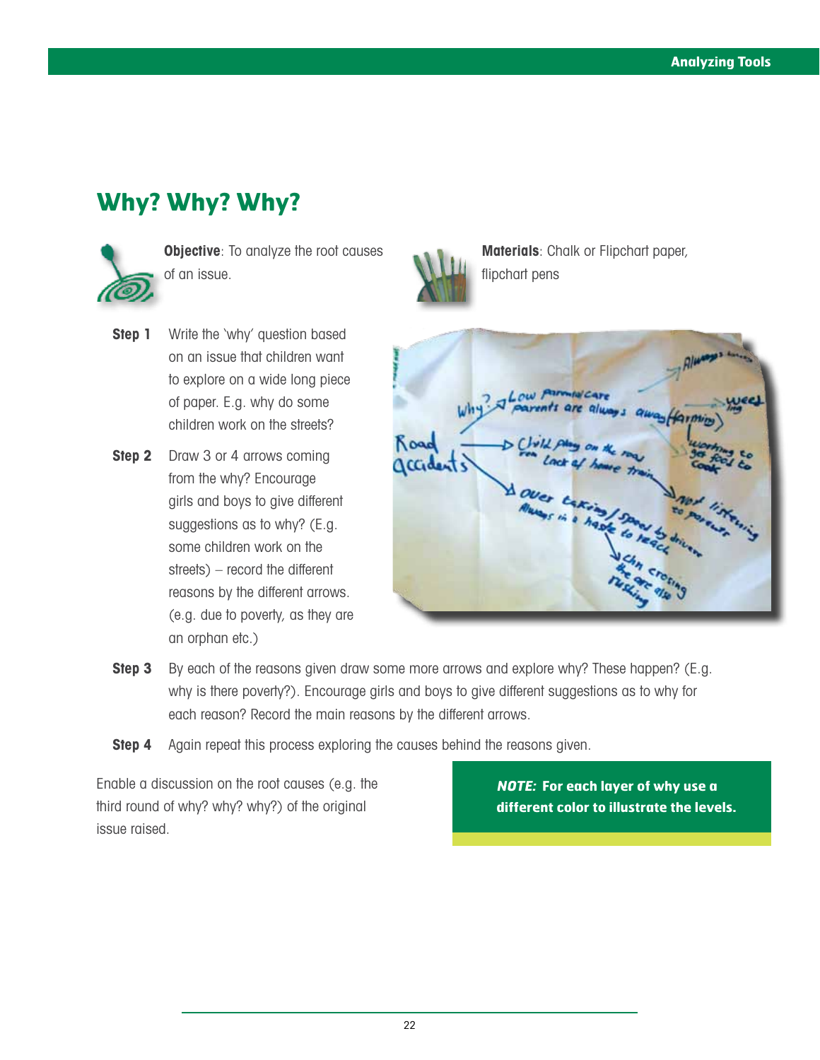## Why? Why? Why?

**Objective**: To analyze the root causes of an issue.

**Materials**: Chalk or Flipchart paper, flipchart pens

**Step 1** Write the 'why' question based on an issue that children want to explore on a wide long piece of paper. E.g. why do some children work on the streets?

**Step 2** Draw 3 or 4 arrows coming from the why? Encourage girls and boys to give different suggestions as to why? (E.g. some children work on the streets) – record the different reasons by the different arrows. (e.g. due to poverty, as they are an orphan etc.)

**Step 3** By each of the reasons given draw some more arrows and explore why? These happen? (E.g. why is there poverty?). Encourage girls and boys to give different suggestions as to why for each reason? Record the main reasons by the different arrows.

**Step 4** Again repeat this process exploring the causes behind the reasons given.

Enable a discussion on the root causes (e.g. the third round of why? why? why?) of the original issue raised.

***NOTE:*** **For each layer of why use a different color to illustrate the levels.**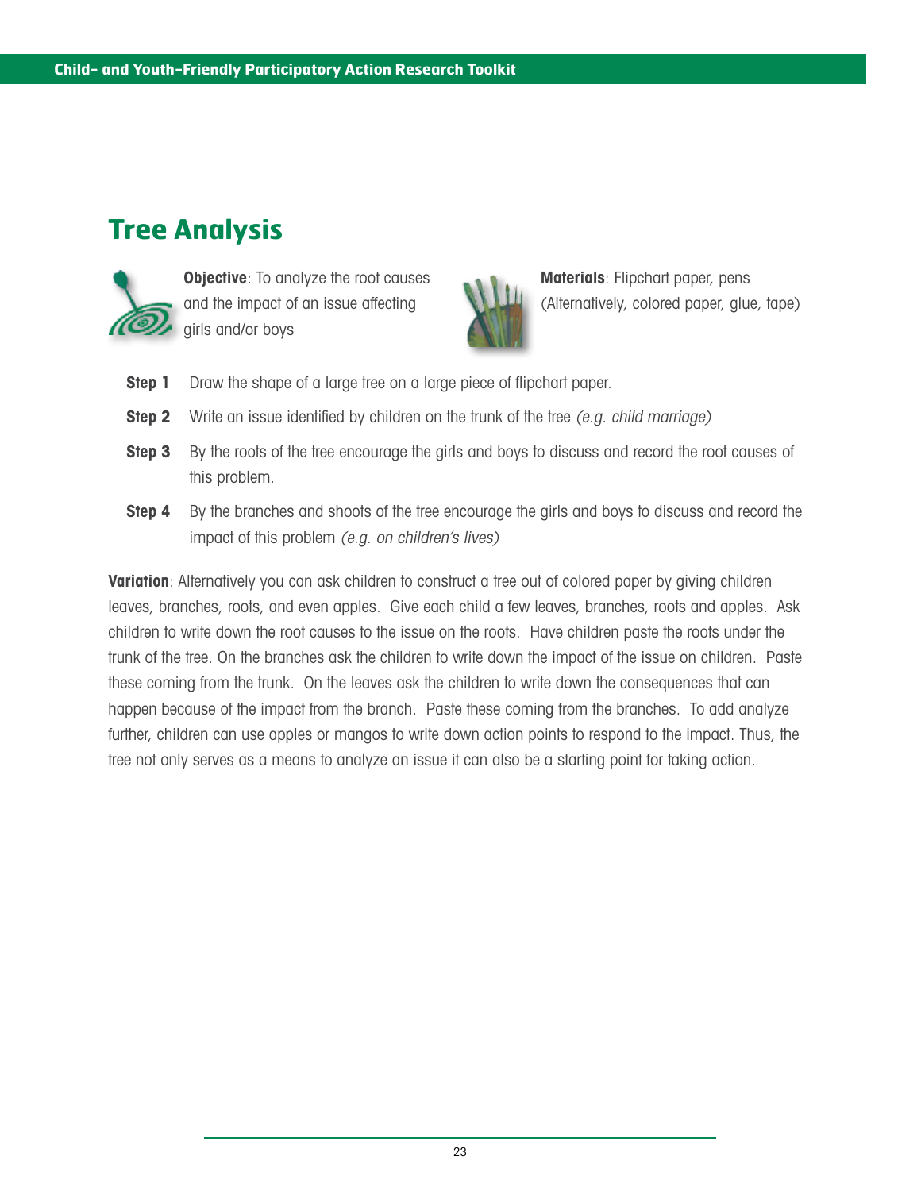## Tree Analysis

**Objective**: To analyze the root causes and the impact of an issue affecting girls and/or boys

**Materials**: Flipchart paper, pens (Alternatively, colored paper, glue, tape)

**Step 1** Draw the shape of a large tree on a large piece of flipchart paper.

**Step 2** Write an issue identified by children on the trunk of the tree *(e.g. child marriage)*

**Step 3** By the roots of the tree encourage the girls and boys to discuss and record the root causes of this problem.

**Step 4** By the branches and shoots of the tree encourage the girls and boys to discuss and record the impact of this problem *(e.g. on children's lives)*

**Variation**: Alternatively you can ask children to construct a tree out of colored paper by giving children leaves, branches, roots, and even apples. Give each child a few leaves, branches, roots and apples. Ask children to write down the root causes to the issue on the roots. Have children paste the roots under the trunk of the tree. On the branches ask the children to write down the impact of the issue on children. Paste these coming from the trunk. On the leaves ask the children to write down the consequences that can happen because of the impact from the branch. Paste these coming from the branches. To add analyze further, children can use apples or mangos to write down action points to respond to the impact. Thus, the tree not only serves as a means to analyze an issue it can also be a starting point for taking action.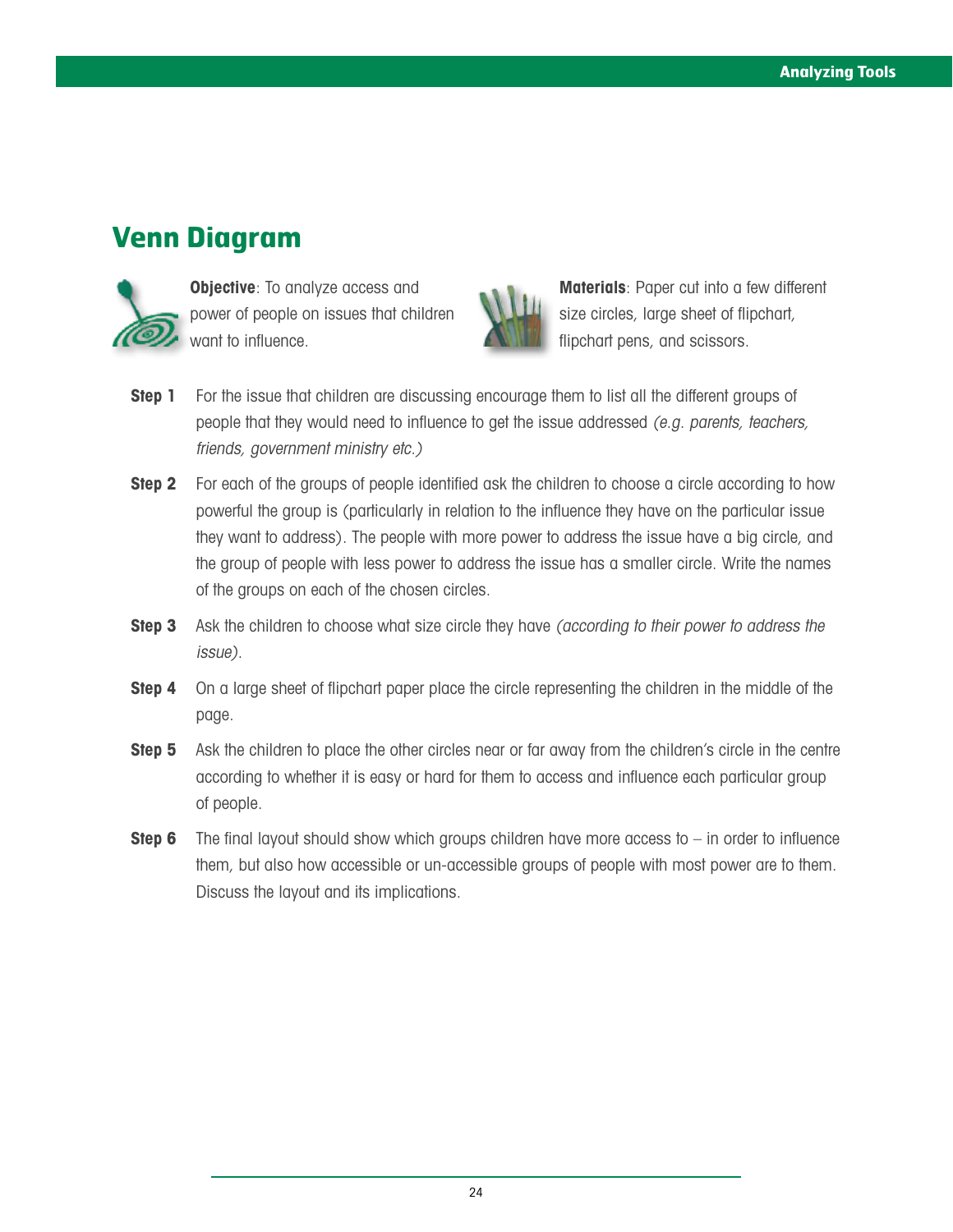## Venn Diagram

**Objective**: To analyze access and power of people on issues that children want to influence.

**Materials**: Paper cut into a few different size circles, large sheet of flipchart, flipchart pens, and scissors.

**Step 1** For the issue that children are discussing encourage them to list all the different groups of people that they would need to influence to get the issue addressed *(e.g. parents, teachers, friends, government ministry etc.)*

**Step 2** For each of the groups of people identified ask the children to choose a circle according to how powerful the group is (particularly in relation to the influence they have on the particular issue they want to address). The people with more power to address the issue have a big circle, and the group of people with less power to address the issue has a smaller circle. Write the names of the groups on each of the chosen circles.

**Step 3** Ask the children to choose what size circle they have *(according to their power to address the issue)*.

**Step 4** On a large sheet of flipchart paper place the circle representing the children in the middle of the page.

**Step 5** Ask the children to place the other circles near or far away from the children's circle in the centre according to whether it is easy or hard for them to access and influence each particular group of people.

**Step 6** The final layout should show which groups children have more access to – in order to influence them, but also how accessible or un-accessible groups of people with most power are to them. Discuss the layout and its implications.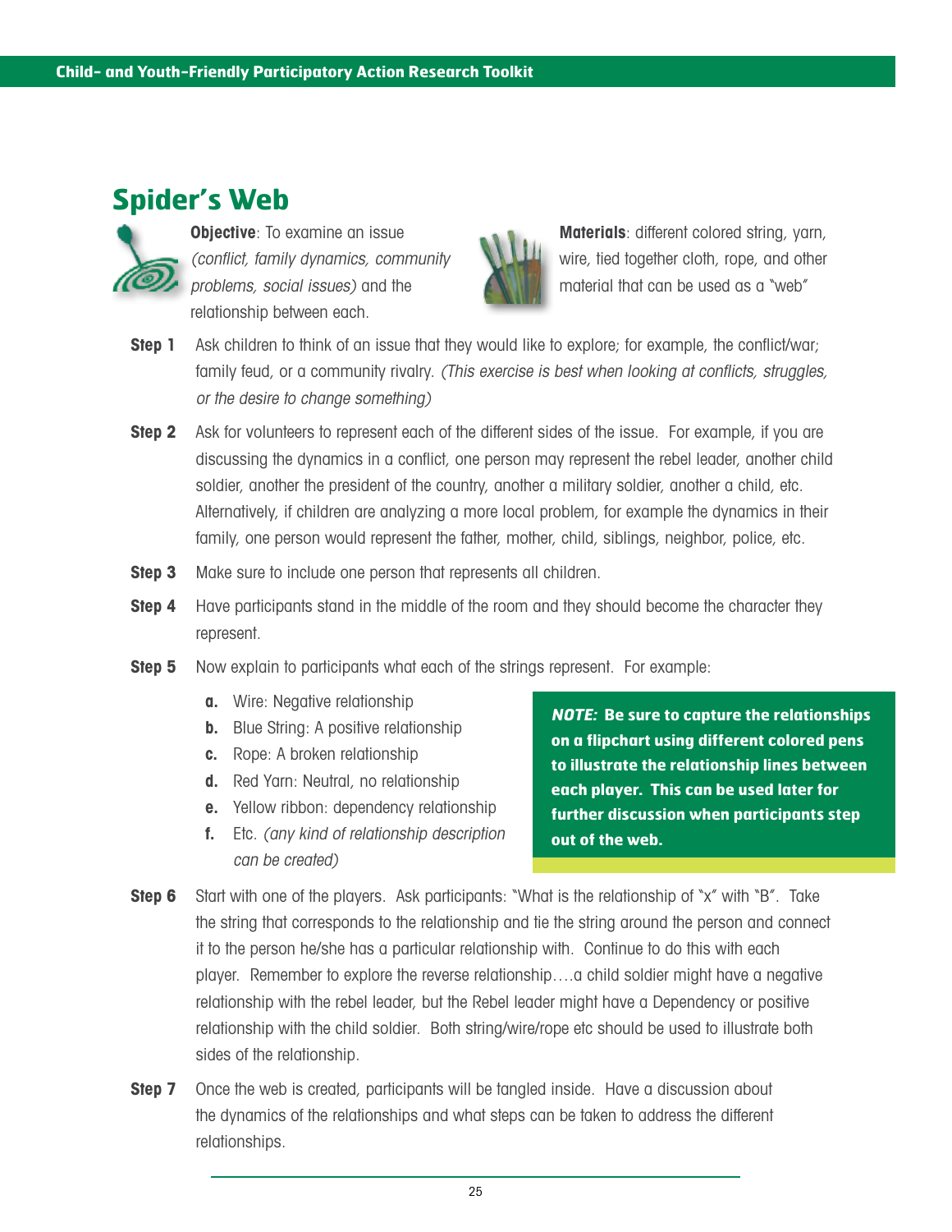# Spider's Web

**Objective**: To examine an issue *(conflict, family dynamics, community problems, social issues)* and the relationship between each.

**Materials**: different colored string, yarn, wire, tied together cloth, rope, and other material that can be used as a "web"

**Step 1** Ask children to think of an issue that they would like to explore; for example, the conflict/war; family feud, or a community rivalry. *(This exercise is best when looking at conflicts, struggles, or the desire to change something)*

**Step 2** Ask for volunteers to represent each of the different sides of the issue. For example, if you are discussing the dynamics in a conflict, one person may represent the rebel leader, another child soldier, another the president of the country, another a military soldier, another a child, etc. Alternatively, if children are analyzing a more local problem, for example the dynamics in their family, one person would represent the father, mother, child, siblings, neighbor, police, etc.

**Step 3** Make sure to include one person that represents all children.

**Step 4** Have participants stand in the middle of the room and they should become the character they represent.

**Step 5** Now explain to participants what each of the strings represent. For example:

- **a.** Wire: Negative relationship
- **b.** Blue String: A positive relationship
- **c.** Rope: A broken relationship
- **d.** Red Yarn: Neutral, no relationship
- **e.** Yellow ribbon: dependency relationship
- **f.** Etc. *(any kind of relationship description can be created)*

***NOTE:* Be sure to capture the relationships on a flipchart using different colored pens to illustrate the relationship lines between each player. This can be used later for further discussion when participants step out of the web.**

**Step 6** Start with one of the players. Ask participants: "What is the relationship of "x" with "B". Take the string that corresponds to the relationship and tie the string around the person and connect it to the person he/she has a particular relationship with. Continue to do this with each player. Remember to explore the reverse relationship….a child soldier might have a negative relationship with the rebel leader, but the Rebel leader might have a Dependency or positive relationship with the child soldier. Both string/wire/rope etc should be used to illustrate both sides of the relationship.

**Step 7** Once the web is created, participants will be tangled inside. Have a discussion about the dynamics of the relationships and what steps can be taken to address the different relationships.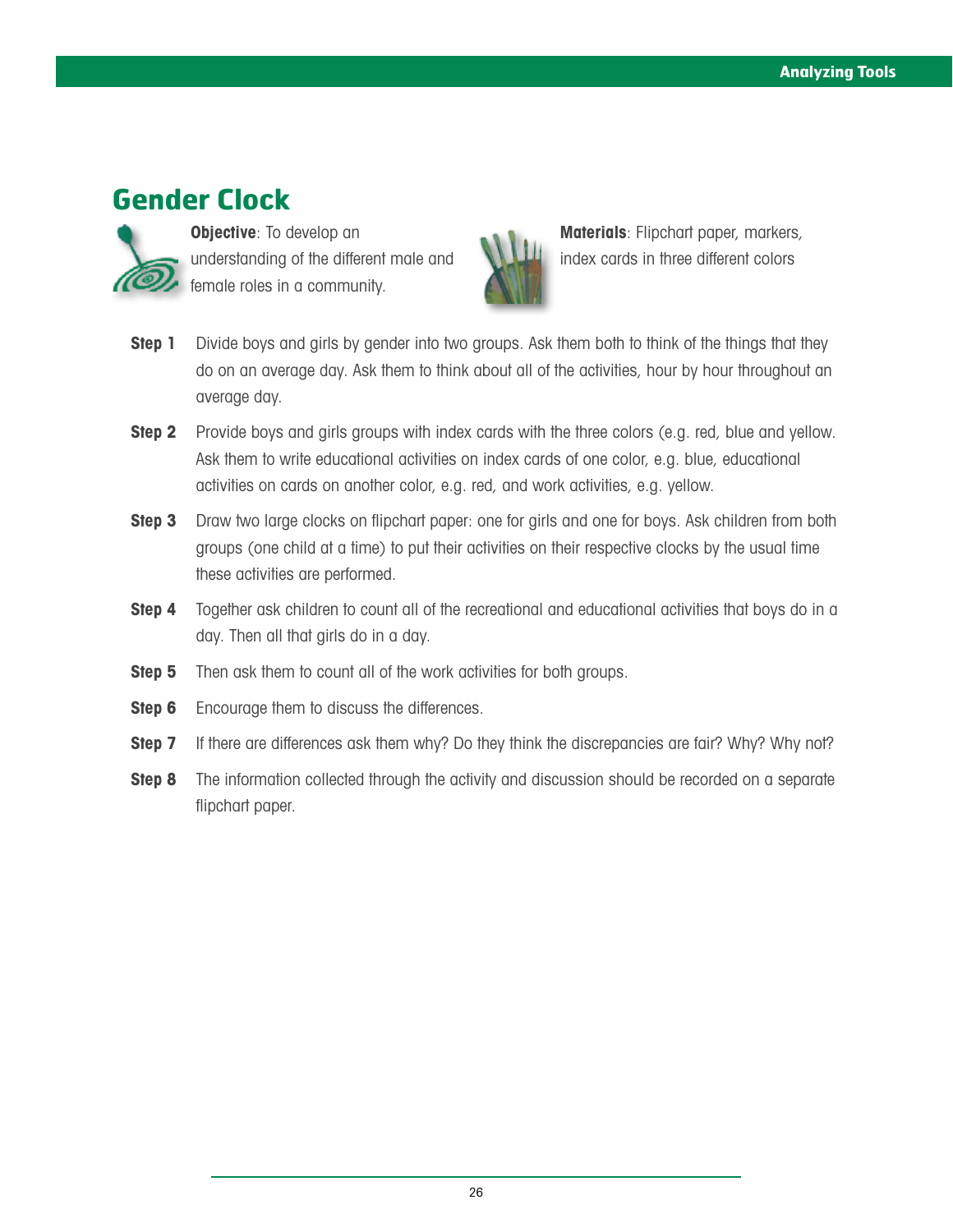# Gender Clock

**Objective**: To develop an understanding of the different male and female roles in a community.

**Materials**: Flipchart paper, markers, index cards in three different colors

**Step 1** Divide boys and girls by gender into two groups. Ask them both to think of the things that they do on an average day. Ask them to think about all of the activities, hour by hour throughout an average day.

**Step 2** Provide boys and girls groups with index cards with the three colors (e.g. red, blue and yellow. Ask them to write educational activities on index cards of one color, e.g. blue, educational activities on cards on another color, e.g. red, and work activities, e.g. yellow.

**Step 3** Draw two large clocks on flipchart paper: one for girls and one for boys. Ask children from both groups (one child at a time) to put their activities on their respective clocks by the usual time these activities are performed.

**Step 4** Together ask children to count all of the recreational and educational activities that boys do in a day. Then all that girls do in a day.

**Step 5** Then ask them to count all of the work activities for both groups.

**Step 6** Encourage them to discuss the differences.

**Step 7** If there are differences ask them why? Do they think the discrepancies are fair? Why? Why not?

**Step 8** The information collected through the activity and discussion should be recorded on a separate flipchart paper.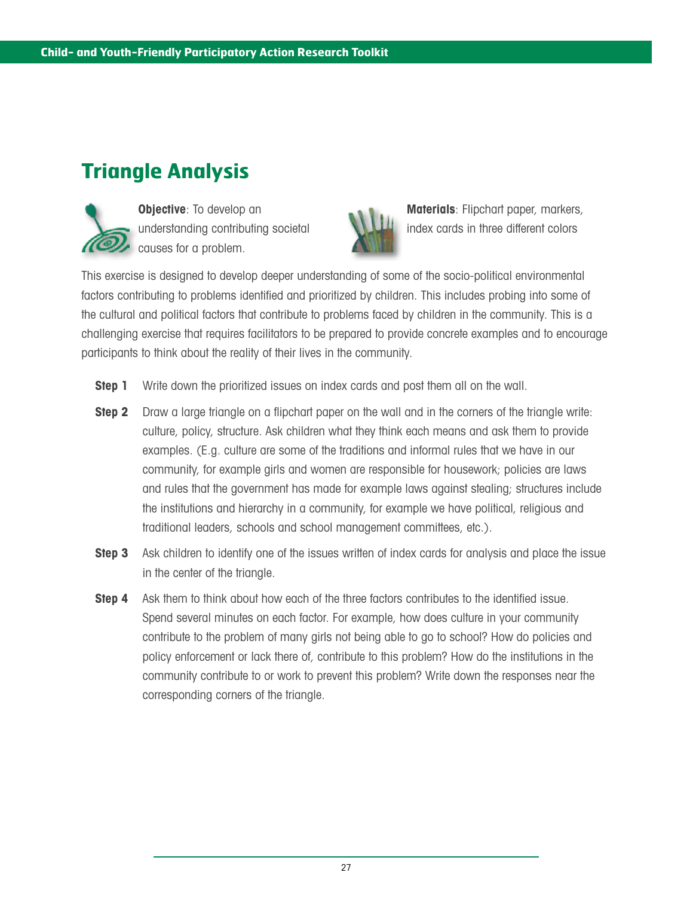## Triangle Analysis

**Objective**: To develop an understanding contributing societal causes for a problem.

**Materials**: Flipchart paper, markers, index cards in three different colors

This exercise is designed to develop deeper understanding of some of the socio-political environmental factors contributing to problems identified and prioritized by children. This includes probing into some of the cultural and political factors that contribute to problems faced by children in the community. This is a challenging exercise that requires facilitators to be prepared to provide concrete examples and to encourage participants to think about the reality of their lives in the community.

**Step 1** Write down the prioritized issues on index cards and post them all on the wall.

**Step 2** Draw a large triangle on a flipchart paper on the wall and in the corners of the triangle write: culture, policy, structure. Ask children what they think each means and ask them to provide examples. (E.g. culture are some of the traditions and informal rules that we have in our community, for example girls and women are responsible for housework; policies are laws and rules that the government has made for example laws against stealing; structures include the institutions and hierarchy in a community, for example we have political, religious and traditional leaders, schools and school management committees, etc.).

**Step 3** Ask children to identify one of the issues written of index cards for analysis and place the issue in the center of the triangle.

**Step 4** Ask them to think about how each of the three factors contributes to the identified issue. Spend several minutes on each factor. For example, how does culture in your community contribute to the problem of many girls not being able to go to school? How do policies and policy enforcement or lack there of, contribute to this problem? How do the institutions in the community contribute to or work to prevent this problem? Write down the responses near the corresponding corners of the triangle.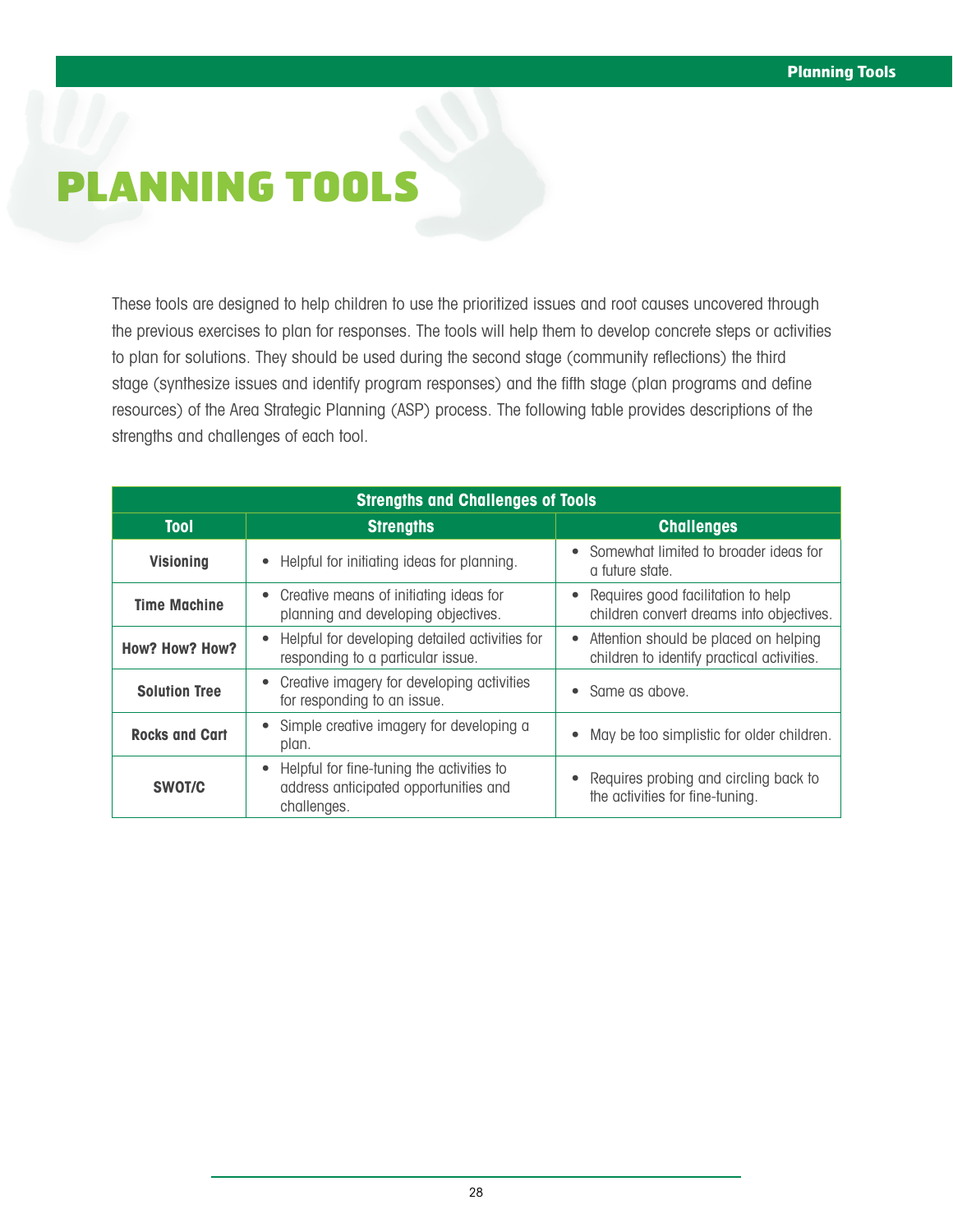# PLANNING TOOLS

These tools are designed to help children to use the prioritized issues and root causes uncovered through the previous exercises to plan for responses. The tools will help them to develop concrete steps or activities to plan for solutions. They should be used during the second stage (community reflections) the third stage (synthesize issues and identify program responses) and the fifth stage (plan programs and define resources) of the Area Strategic Planning (ASP) process. The following table provides descriptions of the strengths and challenges of each tool.

| Strengths and Challenges of Tools | | |
|---|---|---|
| **Tool** | **Strengths** | **Challenges** |
| **Visioning** | • Helpful for initiating ideas for planning. | • Somewhat limited to broader ideas for a future state. |
| **Time Machine** | • Creative means of initiating ideas for planning and developing objectives. | • Requires good facilitation to help children convert dreams into objectives. |
| **How? How? How?** | • Helpful for developing detailed activities for responding to a particular issue. | • Attention should be placed on helping children to identify practical activities. |
| **Solution Tree** | • Creative imagery for developing activities for responding to an issue. | • Same as above. |
| **Rocks and Cart** | • Simple creative imagery for developing a plan. | • May be too simplistic for older children. |
| **SWOT/C** | • Helpful for fine-tuning the activities to address anticipated opportunities and challenges. | • Requires probing and circling back to the activities for fine-tuning. |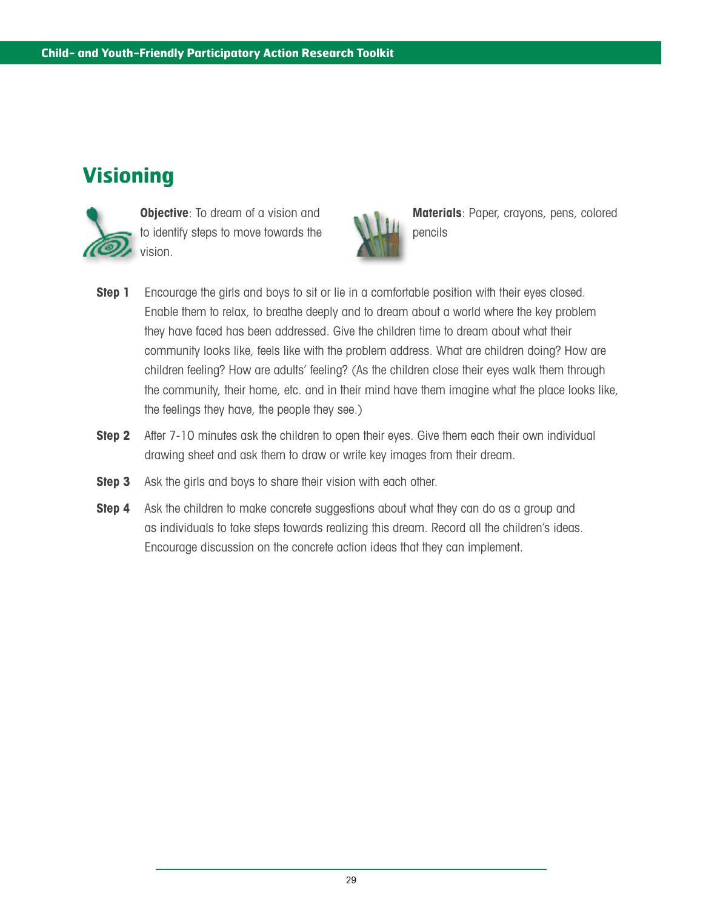## Visioning

**Objective**: To dream of a vision and to identify steps to move towards the vision.

**Materials**: Paper, crayons, pens, colored pencils

**Step 1** Encourage the girls and boys to sit or lie in a comfortable position with their eyes closed. Enable them to relax, to breathe deeply and to dream about a world where the key problem they have faced has been addressed. Give the children time to dream about what their community looks like, feels like with the problem address. What are children doing? How are children feeling? How are adults' feeling? (As the children close their eyes walk them through the community, their home, etc. and in their mind have them imagine what the place looks like, the feelings they have, the people they see.)

**Step 2** After 7-10 minutes ask the children to open their eyes. Give them each their own individual drawing sheet and ask them to draw or write key images from their dream.

**Step 3** Ask the girls and boys to share their vision with each other.

**Step 4** Ask the children to make concrete suggestions about what they can do as a group and as individuals to take steps towards realizing this dream. Record all the children's ideas. Encourage discussion on the concrete action ideas that they can implement.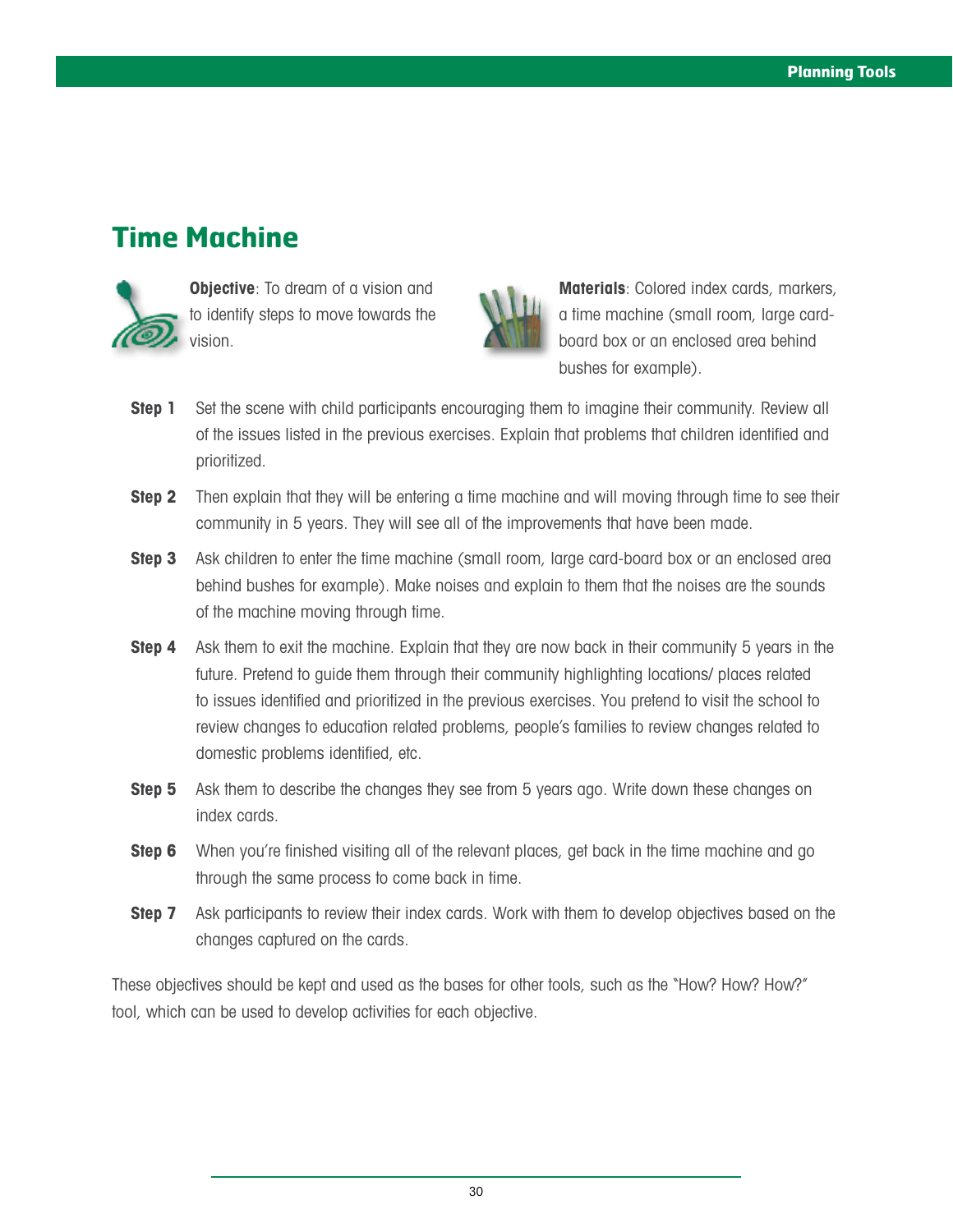## Time Machine

**Objective**: To dream of a vision and to identify steps to move towards the vision.

**Materials**: Colored index cards, markers, a time machine (small room, large card-board box or an enclosed area behind bushes for example).

**Step 1** Set the scene with child participants encouraging them to imagine their community. Review all of the issues listed in the previous exercises. Explain that problems that children identified and prioritized.

**Step 2** Then explain that they will be entering a time machine and will moving through time to see their community in 5 years. They will see all of the improvements that have been made.

**Step 3** Ask children to enter the time machine (small room, large card-board box or an enclosed area behind bushes for example). Make noises and explain to them that the noises are the sounds of the machine moving through time.

**Step 4** Ask them to exit the machine. Explain that they are now back in their community 5 years in the future. Pretend to guide them through their community highlighting locations/ places related to issues identified and prioritized in the previous exercises. You pretend to visit the school to review changes to education related problems, people's families to review changes related to domestic problems identified, etc.

**Step 5** Ask them to describe the changes they see from 5 years ago. Write down these changes on index cards.

**Step 6** When you're finished visiting all of the relevant places, get back in the time machine and go through the same process to come back in time.

**Step 7** Ask participants to review their index cards. Work with them to develop objectives based on the changes captured on the cards.

These objectives should be kept and used as the bases for other tools, such as the "How? How? How?" tool, which can be used to develop activities for each objective.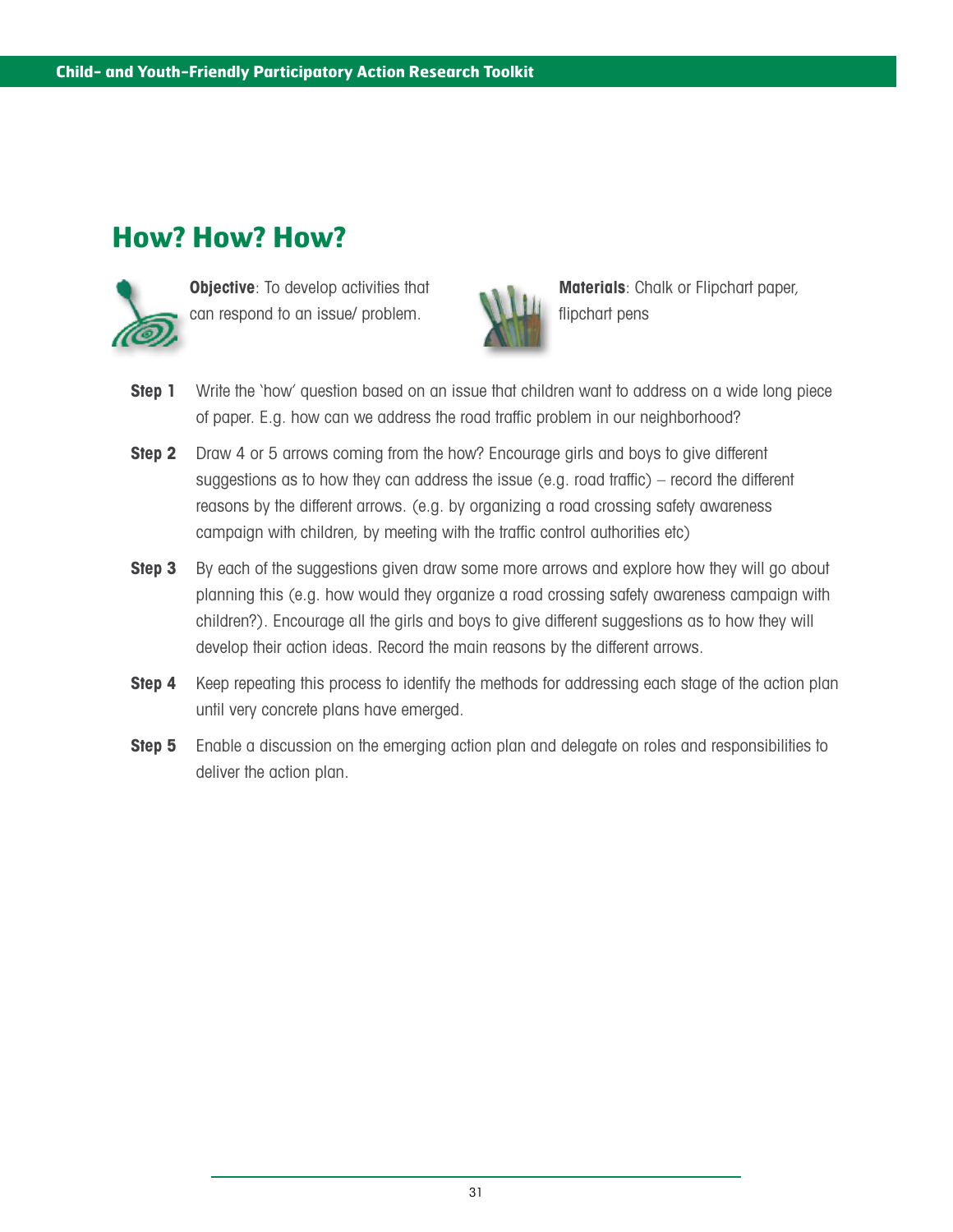## How? How? How?

**Objective**: To develop activities that can respond to an issue/ problem.

**Materials**: Chalk or Flipchart paper, flipchart pens

**Step 1** Write the 'how' question based on an issue that children want to address on a wide long piece of paper. E.g. how can we address the road traffic problem in our neighborhood?

**Step 2** Draw 4 or 5 arrows coming from the how? Encourage girls and boys to give different suggestions as to how they can address the issue (e.g. road traffic) – record the different reasons by the different arrows. (e.g. by organizing a road crossing safety awareness campaign with children, by meeting with the traffic control authorities etc)

**Step 3** By each of the suggestions given draw some more arrows and explore how they will go about planning this (e.g. how would they organize a road crossing safety awareness campaign with children?). Encourage all the girls and boys to give different suggestions as to how they will develop their action ideas. Record the main reasons by the different arrows.

**Step 4** Keep repeating this process to identify the methods for addressing each stage of the action plan until very concrete plans have emerged.

**Step 5** Enable a discussion on the emerging action plan and delegate on roles and responsibilities to deliver the action plan.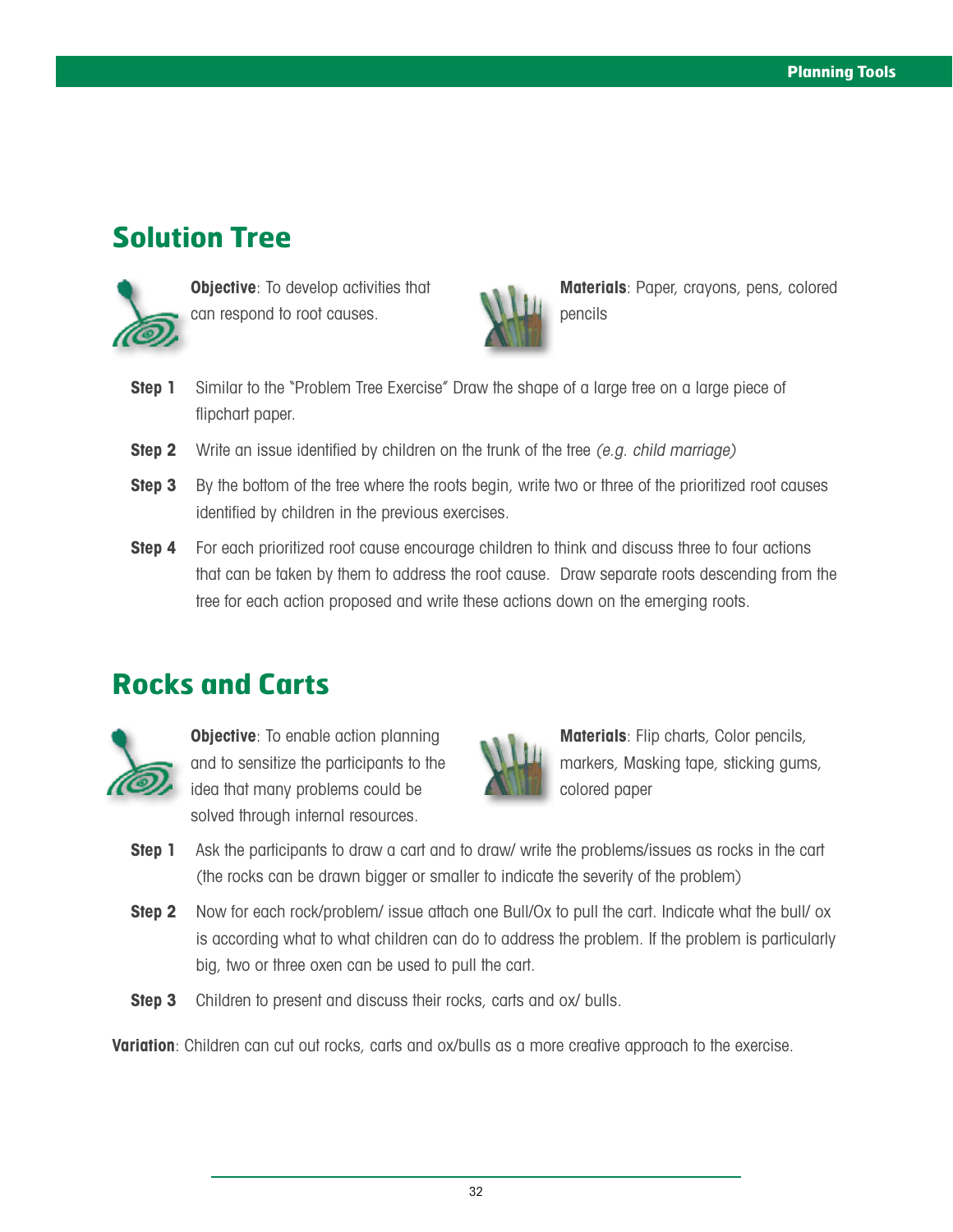## Solution Tree

**Objective**: To develop activities that can respond to root causes.

**Materials**: Paper, crayons, pens, colored pencils

**Step 1** Similar to the "Problem Tree Exercise" Draw the shape of a large tree on a large piece of flipchart paper.

**Step 2** Write an issue identified by children on the trunk of the tree *(e.g. child marriage)*

**Step 3** By the bottom of the tree where the roots begin, write two or three of the prioritized root causes identified by children in the previous exercises.

**Step 4** For each prioritized root cause encourage children to think and discuss three to four actions that can be taken by them to address the root cause. Draw separate roots descending from the tree for each action proposed and write these actions down on the emerging roots.

## Rocks and Carts

**Objective**: To enable action planning and to sensitize the participants to the idea that many problems could be solved through internal resources.

**Materials**: Flip charts, Color pencils, markers, Masking tape, sticking gums, colored paper

**Step 1** Ask the participants to draw a cart and to draw/ write the problems/issues as rocks in the cart (the rocks can be drawn bigger or smaller to indicate the severity of the problem)

**Step 2** Now for each rock/problem/ issue attach one Bull/Ox to pull the cart. Indicate what the bull/ ox is according what to what children can do to address the problem. If the problem is particularly big, two or three oxen can be used to pull the cart.

**Step 3** Children to present and discuss their rocks, carts and ox/ bulls.

**Variation**: Children can cut out rocks, carts and ox/bulls as a more creative approach to the exercise.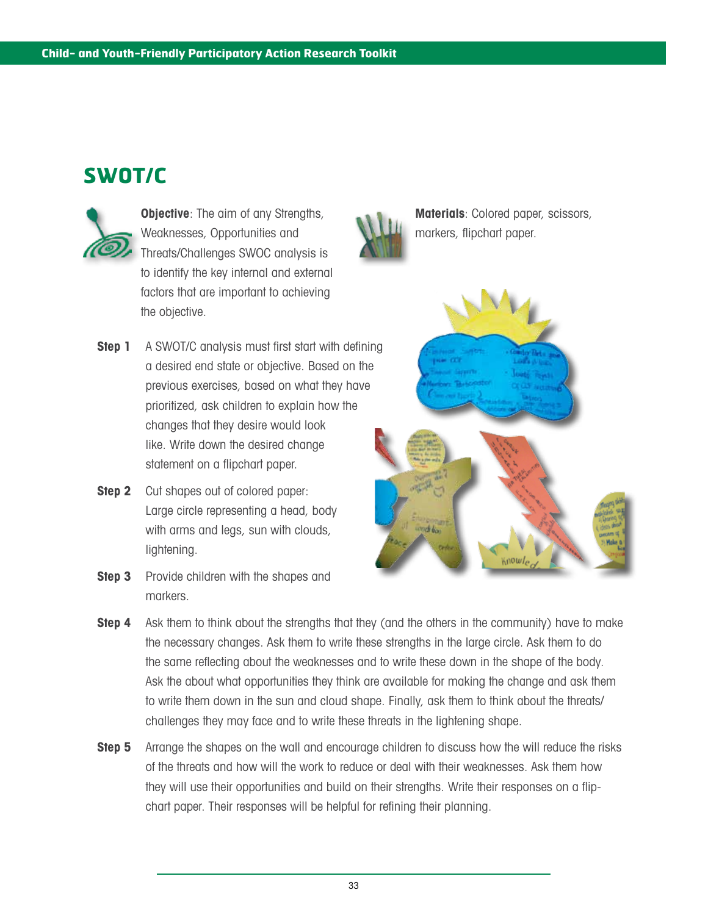## SWOT/C

**Objective**: The aim of any Strengths, Weaknesses, Opportunities and Threats/Challenges SWOC analysis is to identify the key internal and external factors that are important to achieving the objective.

**Materials**: Colored paper, scissors, markers, flipchart paper.

**Step 1** A SWOT/C analysis must first start with defining a desired end state or objective. Based on the previous exercises, based on what they have prioritized, ask children to explain how the changes that they desire would look like. Write down the desired change statement on a flipchart paper.

**Step 2** Cut shapes out of colored paper: Large circle representing a head, body with arms and legs, sun with clouds, lightening.

**Step 3** Provide children with the shapes and markers.

**Step 4** Ask them to think about the strengths that they (and the others in the community) have to make the necessary changes. Ask them to write these strengths in the large circle. Ask them to do the same reflecting about the weaknesses and to write these down in the shape of the body. Ask the about what opportunities they think are available for making the change and ask them to write them down in the sun and cloud shape. Finally, ask them to think about the threats/challenges they may face and to write these threats in the lightening shape.

**Step 5** Arrange the shapes on the wall and encourage children to discuss how the will reduce the risks of the threats and how will the work to reduce or deal with their weaknesses. Ask them how they will use their opportunities and build on their strengths. Write their responses on a flip-chart paper. Their responses will be helpful for refining their planning.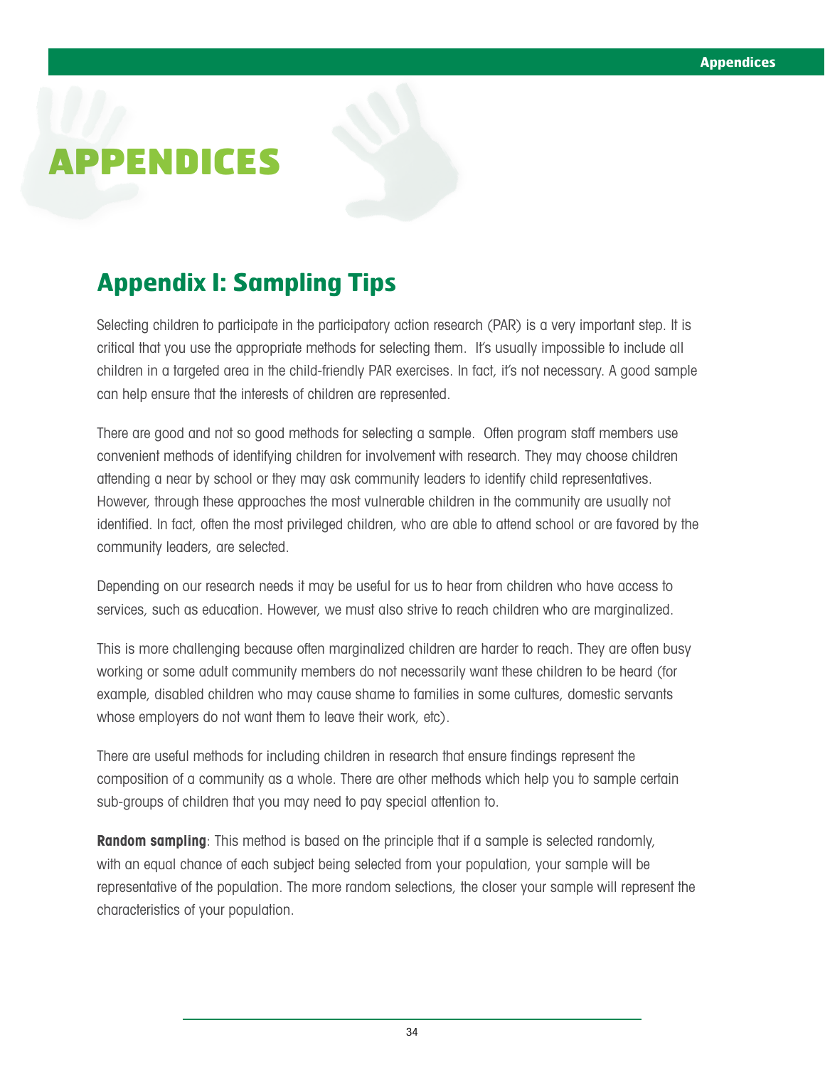# APPENDICES

## Appendix I: Sampling Tips

Selecting children to participate in the participatory action research (PAR) is a very important step. It is critical that you use the appropriate methods for selecting them. It's usually impossible to include all children in a targeted area in the child-friendly PAR exercises. In fact, it's not necessary. A good sample can help ensure that the interests of children are represented.

There are good and not so good methods for selecting a sample. Often program staff members use convenient methods of identifying children for involvement with research. They may choose children attending a near by school or they may ask community leaders to identify child representatives. However, through these approaches the most vulnerable children in the community are usually not identified. In fact, often the most privileged children, who are able to attend school or are favored by the community leaders, are selected.

Depending on our research needs it may be useful for us to hear from children who have access to services, such as education. However, we must also strive to reach children who are marginalized.

This is more challenging because often marginalized children are harder to reach. They are often busy working or some adult community members do not necessarily want these children to be heard (for example, disabled children who may cause shame to families in some cultures, domestic servants whose employers do not want them to leave their work, etc).

There are useful methods for including children in research that ensure findings represent the composition of a community as a whole. There are other methods which help you to sample certain sub-groups of children that you may need to pay special attention to.

**Random sampling**: This method is based on the principle that if a sample is selected randomly, with an equal chance of each subject being selected from your population, your sample will be representative of the population. The more random selections, the closer your sample will represent the characteristics of your population.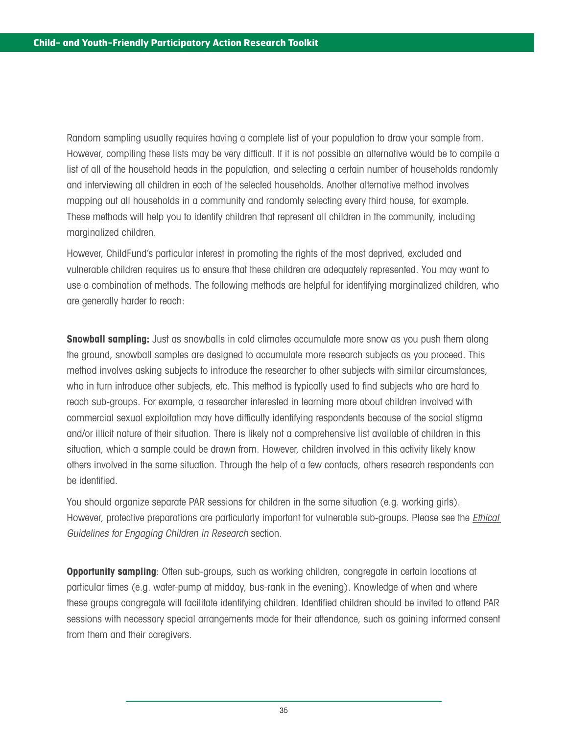Random sampling usually requires having a complete list of your population to draw your sample from. However, compiling these lists may be very difficult. If it is not possible an alternative would be to compile a list of all of the household heads in the population, and selecting a certain number of households randomly and interviewing all children in each of the selected households. Another alternative method involves mapping out all households in a community and randomly selecting every third house, for example. These methods will help you to identify children that represent all children in the community, including marginalized children.

However, ChildFund's particular interest in promoting the rights of the most deprived, excluded and vulnerable children requires us to ensure that these children are adequately represented. You may want to use a combination of methods. The following methods are helpful for identifying marginalized children, who are generally harder to reach:

**Snowball sampling:** Just as snowballs in cold climates accumulate more snow as you push them along the ground, snowball samples are designed to accumulate more research subjects as you proceed. This method involves asking subjects to introduce the researcher to other subjects with similar circumstances, who in turn introduce other subjects, etc. This method is typically used to find subjects who are hard to reach sub-groups. For example, a researcher interested in learning more about children involved with commercial sexual exploitation may have difficulty identifying respondents because of the social stigma and/or illicit nature of their situation. There is likely not a comprehensive list available of children in this situation, which a sample could be drawn from. However, children involved in this activity likely know others involved in the same situation. Through the help of a few contacts, others research respondents can be identified.

You should organize separate PAR sessions for children in the same situation (e.g. working girls). However, protective preparations are particularly important for vulnerable sub-groups. Please see the *Ethical Guidelines for Engaging Children in Research* section.

**Opportunity sampling**: Often sub-groups, such as working children, congregate in certain locations at particular times (e.g. water-pump at midday, bus-rank in the evening). Knowledge of when and where these groups congregate will facilitate identifying children. Identified children should be invited to attend PAR sessions with necessary special arrangements made for their attendance, such as gaining informed consent from them and their caregivers.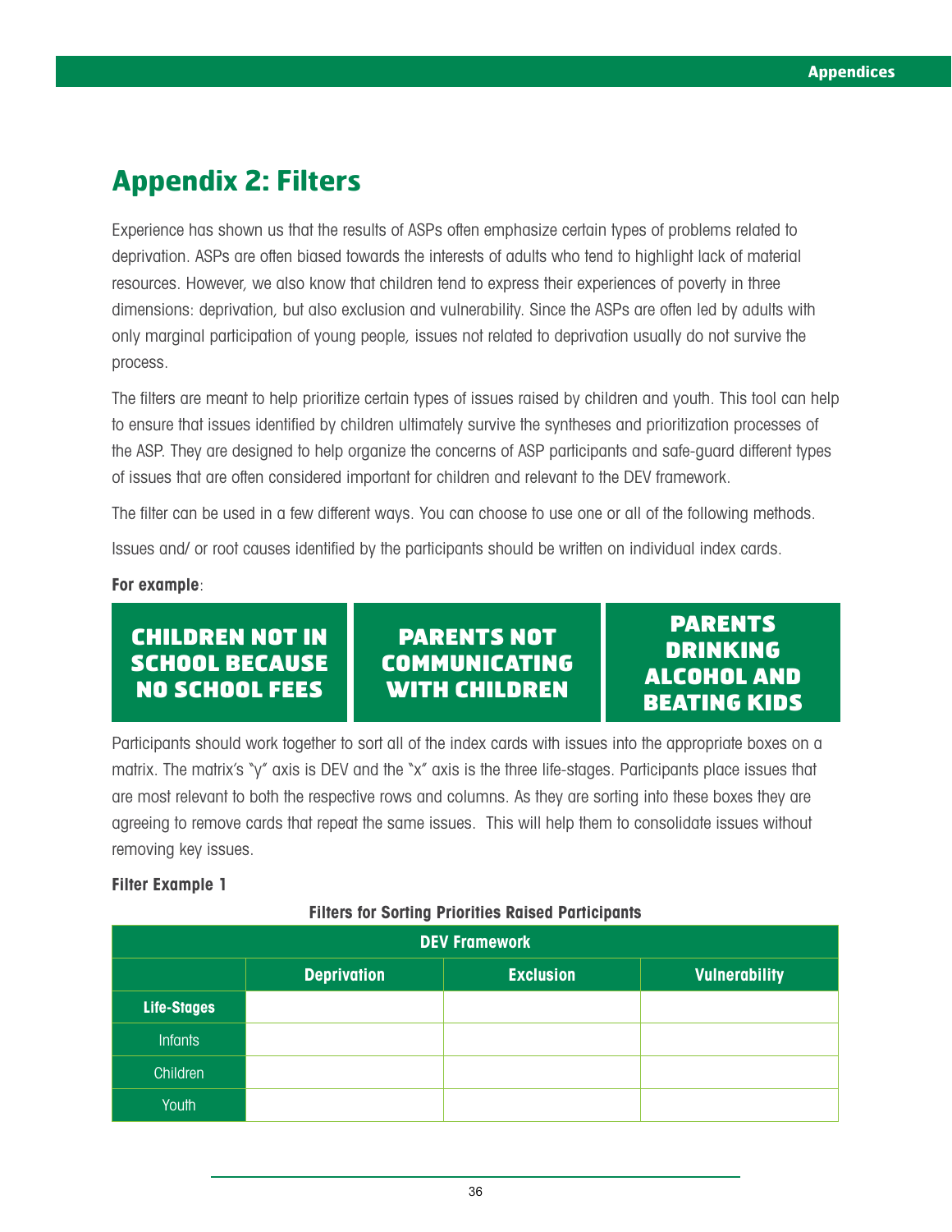# Appendix 2: Filters

Experience has shown us that the results of ASPs often emphasize certain types of problems related to deprivation. ASPs are often biased towards the interests of adults who tend to highlight lack of material resources. However, we also know that children tend to express their experiences of poverty in three dimensions: deprivation, but also exclusion and vulnerability. Since the ASPs are often led by adults with only marginal participation of young people, issues not related to deprivation usually do not survive the process.

The filters are meant to help prioritize certain types of issues raised by children and youth. This tool can help to ensure that issues identified by children ultimately survive the syntheses and prioritization processes of the ASP. They are designed to help organize the concerns of ASP participants and safe-guard different types of issues that are often considered important for children and relevant to the DEV framework.

The filter can be used in a few different ways. You can choose to use one or all of the following methods.

Issues and/ or root causes identified by the participants should be written on individual index cards.

**For example**:

| CHILDREN NOT IN SCHOOL BECAUSE NO SCHOOL FEES | PARENTS NOT COMMUNICATING WITH CHILDREN | PARENTS DRINKING ALCOHOL AND BEATING KIDS |
|---|---|---|

Participants should work together to sort all of the index cards with issues into the appropriate boxes on a matrix. The matrix's "y" axis is DEV and the "x" axis is the three life-stages. Participants place issues that are most relevant to both the respective rows and columns. As they are sorting into these boxes they are agreeing to remove cards that repeat the same issues. This will help them to consolidate issues without removing key issues.

**Filter Example 1**

**Filters for Sorting Priorities Raised Participants**

| | DEV Framework | | |
|---|---|---|---|
| | Deprivation | Exclusion | Vulnerability |
| Life-Stages | | | |
| Infants | | | |
| Children | | | |
| Youth | | | |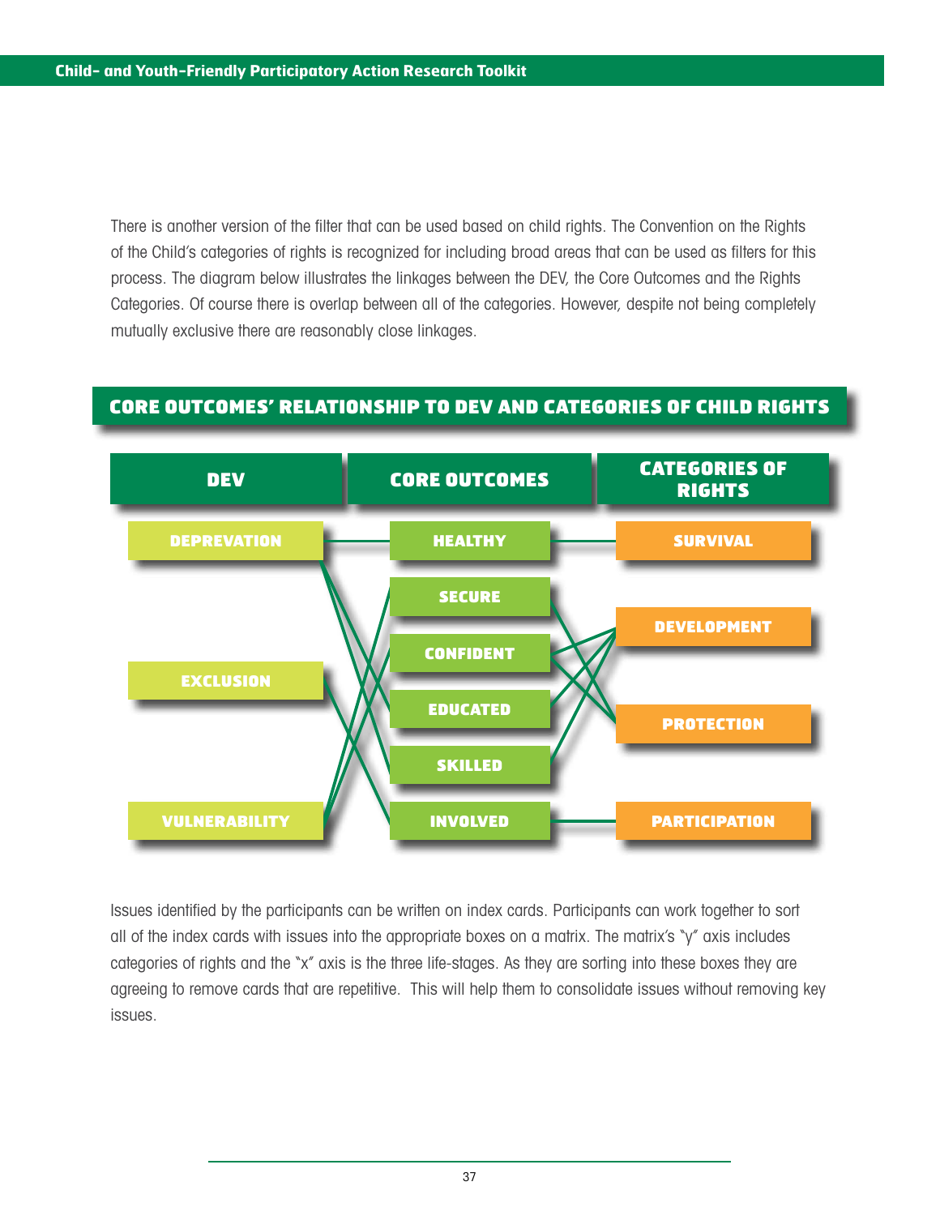There is another version of the filter that can be used based on child rights. The Convention on the Rights of the Child's categories of rights is recognized for including broad areas that can be used as filters for this process. The diagram below illustrates the linkages between the DEV, the Core Outcomes and the Rights Categories. Of course there is overlap between all of the categories. However, despite not being completely mutually exclusive there are reasonably close linkages.

## CORE OUTCOMES' RELATIONSHIP TO DEV AND CATEGORIES OF CHILD RIGHTS

| DEV | CORE OUTCOMES | CATEGORIES OF RIGHTS |
| --- | --- | --- |
| DEPREVATION | HEALTHY | SURVIVAL |
| | SECURE | DEVELOPMENT |
| EXCLUSION | CONFIDENT | |
| | EDUCATED | PROTECTION |
| | SKILLED | |
| VULNERABILITY | INVOLVED | PARTICIPATION |

Issues identified by the participants can be written on index cards. Participants can work together to sort all of the index cards with issues into the appropriate boxes on a matrix. The matrix's "y" axis includes categories of rights and the "x" axis is the three life-stages. As they are sorting into these boxes they are agreeing to remove cards that are repetitive. This will help them to consolidate issues without removing key issues.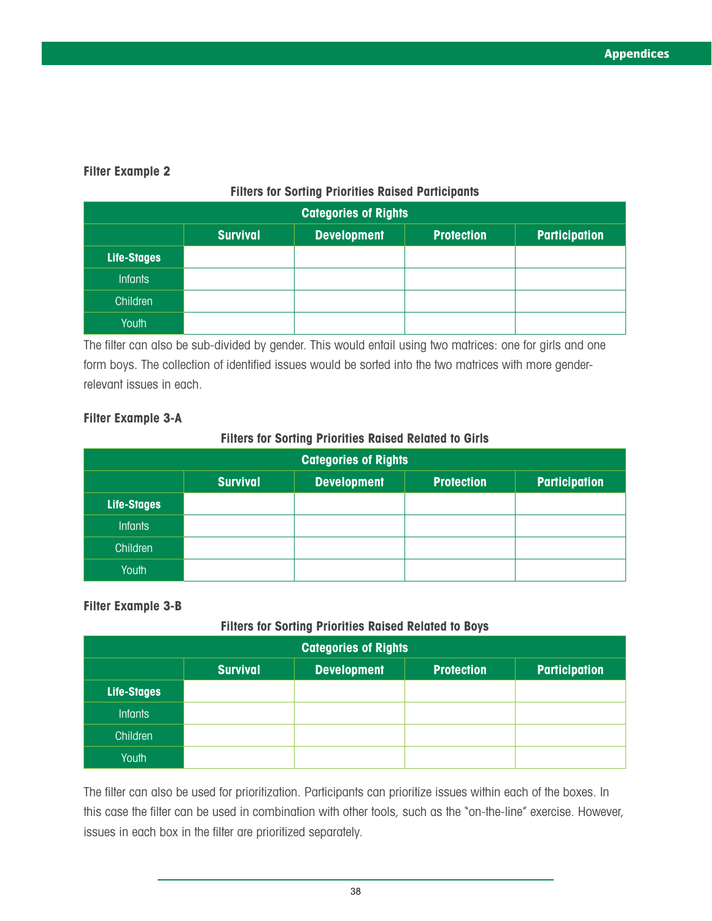**Filter Example 2**

**Filters for Sorting Priorities Raised Participants**

| Categories of Rights | | | | |
|---|---|---|---|---|
| | **Survival** | **Development** | **Protection** | **Participation** |
| **Life-Stages** | | | | |
| Infants | | | | |
| Children | | | | |
| Youth | | | | |

The filter can also be sub-divided by gender. This would entail using two matrices: one for girls and one form boys. The collection of identified issues would be sorted into the two matrices with more gender-relevant issues in each.

**Filter Example 3-A**

**Filters for Sorting Priorities Raised Related to Girls**

| Categories of Rights | | | | |
|---|---|---|---|---|
| | **Survival** | **Development** | **Protection** | **Participation** |
| **Life-Stages** | | | | |
| Infants | | | | |
| Children | | | | |
| Youth | | | | |

**Filter Example 3-B**

**Filters for Sorting Priorities Raised Related to Boys**

| Categories of Rights | | | | |
|---|---|---|---|---|
| | **Survival** | **Development** | **Protection** | **Participation** |
| **Life-Stages** | | | | |
| Infants | | | | |
| Children | | | | |
| Youth | | | | |

The filter can also be used for prioritization. Participants can prioritize issues within each of the boxes. In this case the filter can be used in combination with other tools, such as the "on-the-line" exercise. However, issues in each box in the filter are prioritized separately.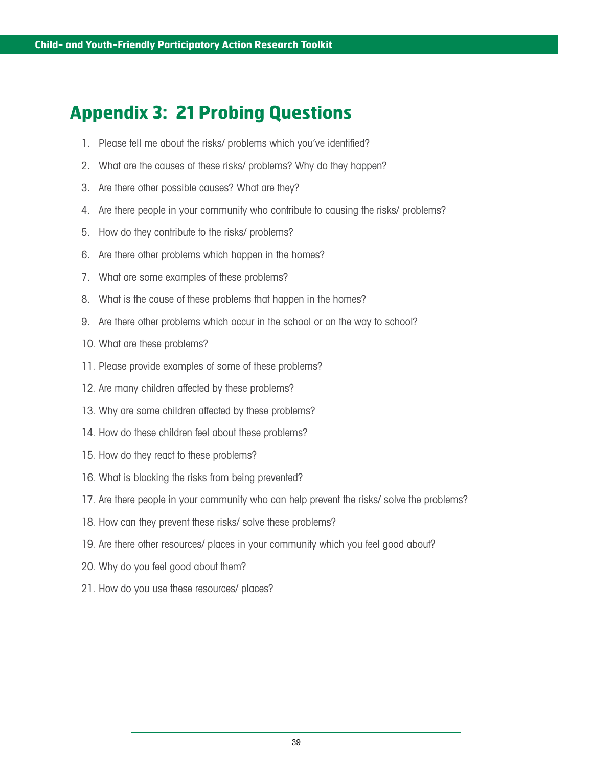## Appendix 3: 21 Probing Questions

1. Please tell me about the risks/ problems which you've identified?
2. What are the causes of these risks/ problems? Why do they happen?
3. Are there other possible causes? What are they?
4. Are there people in your community who contribute to causing the risks/ problems?
5. How do they contribute to the risks/ problems?
6. Are there other problems which happen in the homes?
7. What are some examples of these problems?
8. What is the cause of these problems that happen in the homes?
9. Are there other problems which occur in the school or on the way to school?
10. What are these problems?
11. Please provide examples of some of these problems?
12. Are many children affected by these problems?
13. Why are some children affected by these problems?
14. How do these children feel about these problems?
15. How do they react to these problems?
16. What is blocking the risks from being prevented?
17. Are there people in your community who can help prevent the risks/ solve the problems?
18. How can they prevent these risks/ solve these problems?
19. Are there other resources/ places in your community which you feel good about?
20. Why do you feel good about them?
21. How do you use these resources/ places?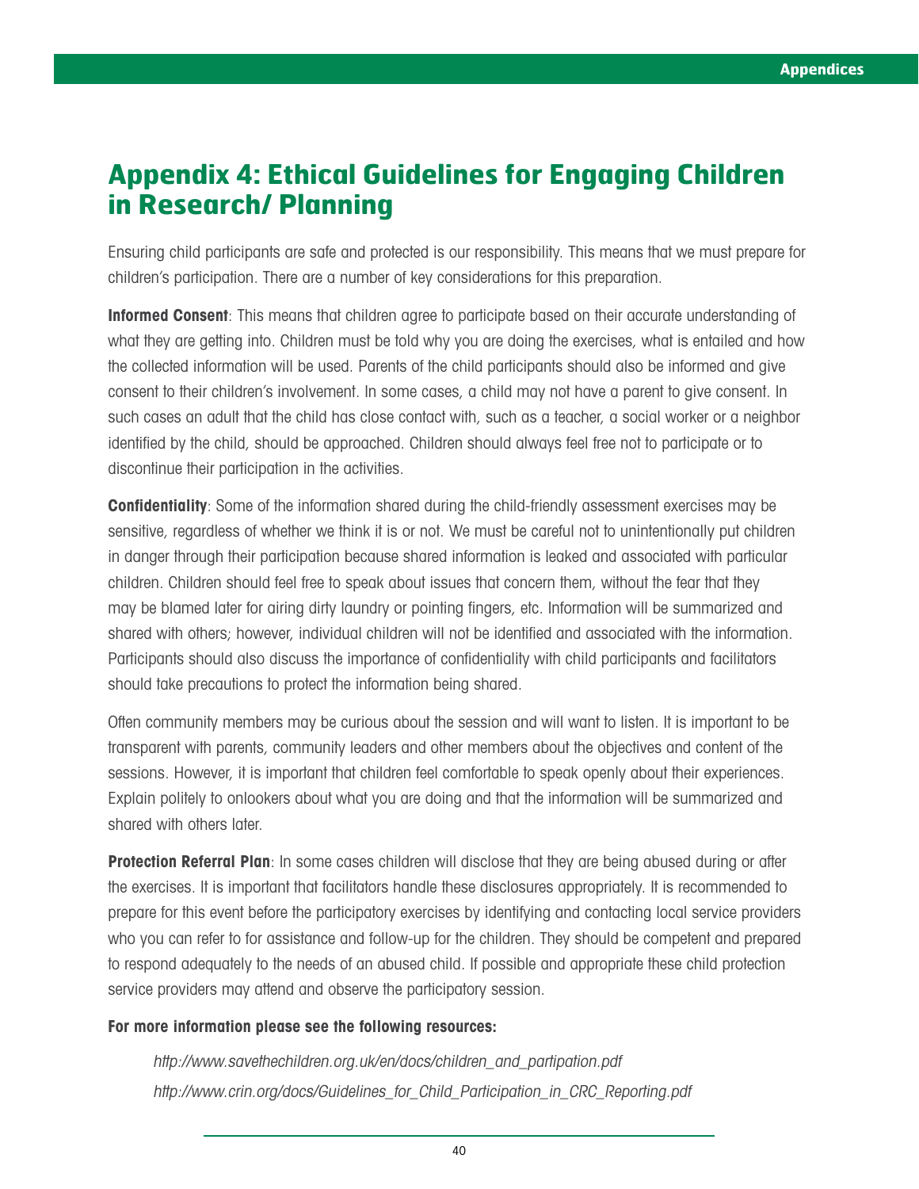# Appendix 4: Ethical Guidelines for Engaging Children in Research/ Planning

Ensuring child participants are safe and protected is our responsibility. This means that we must prepare for children's participation. There are a number of key considerations for this preparation.

**Informed Consent**: This means that children agree to participate based on their accurate understanding of what they are getting into. Children must be told why you are doing the exercises, what is entailed and how the collected information will be used. Parents of the child participants should also be informed and give consent to their children's involvement. In some cases, a child may not have a parent to give consent. In such cases an adult that the child has close contact with, such as a teacher, a social worker or a neighbor identified by the child, should be approached. Children should always feel free not to participate or to discontinue their participation in the activities.

**Confidentiality**: Some of the information shared during the child-friendly assessment exercises may be sensitive, regardless of whether we think it is or not. We must be careful not to unintentionally put children in danger through their participation because shared information is leaked and associated with particular children. Children should feel free to speak about issues that concern them, without the fear that they may be blamed later for airing dirty laundry or pointing fingers, etc. Information will be summarized and shared with others; however, individual children will not be identified and associated with the information. Participants should also discuss the importance of confidentiality with child participants and facilitators should take precautions to protect the information being shared.

Often community members may be curious about the session and will want to listen. It is important to be transparent with parents, community leaders and other members about the objectives and content of the sessions. However, it is important that children feel comfortable to speak openly about their experiences. Explain politely to onlookers about what you are doing and that the information will be summarized and shared with others later.

**Protection Referral Plan**: In some cases children will disclose that they are being abused during or after the exercises. It is important that facilitators handle these disclosures appropriately. It is recommended to prepare for this event before the participatory exercises by identifying and contacting local service providers who you can refer to for assistance and follow-up for the children. They should be competent and prepared to respond adequately to the needs of an abused child. If possible and appropriate these child protection service providers may attend and observe the participatory session.

**For more information please see the following resources:**

*http://www.savethechildren.org.uk/en/docs/children_and_partipation.pdf*

*http://www.crin.org/docs/Guidelines_for_Child_Participation_in_CRC_Reporting.pdf*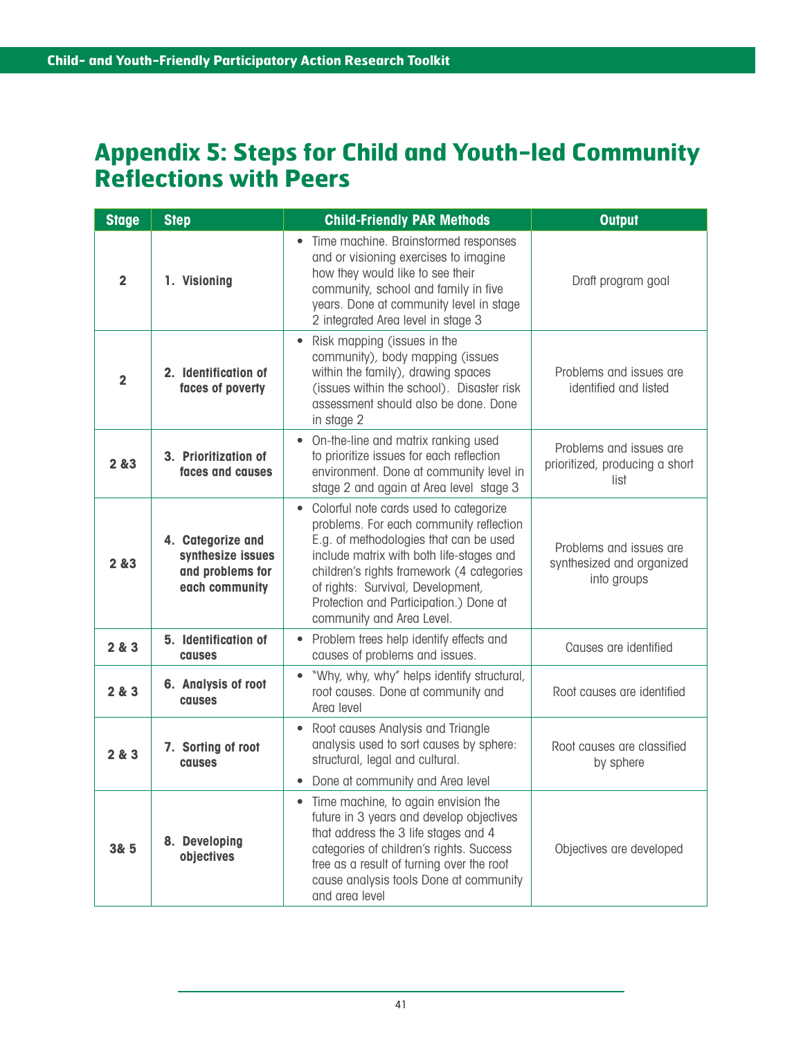# Appendix 5: Steps for Child and Youth-led Community Reflections with Peers

| Stage | Step | Child-Friendly PAR Methods | Output |
|---|---|---|---|
| 2 | 1. Visioning | • Time machine. Brainstormed responses and or visioning exercises to imagine how they would like to see their community, school and family in five years. Done at community level in stage 2 integrated Area level in stage 3 | Draft program goal |
| 2 | 2. Identification of faces of poverty | • Risk mapping (issues in the community), body mapping (issues within the family), drawing spaces (issues within the school). Disaster risk assessment should also be done. Done in stage 2 | Problems and issues are identified and listed |
| 2 &3 | 3. Prioritization of faces and causes | • On-the-line and matrix ranking used to prioritize issues for each reflection environment. Done at community level in stage 2 and again at Area level stage 3 | Problems and issues are prioritized, producing a short list |
| 2 &3 | 4. Categorize and synthesize issues and problems for each community | • Colorful note cards used to categorize problems. For each community reflection E.g. of methodologies that can be used include matrix with both life-stages and children's rights framework (4 categories of rights: Survival, Development, Protection and Participation.) Done at community and Area Level. | Problems and issues are synthesized and organized into groups |
| 2 & 3 | 5. Identification of causes | • Problem trees help identify effects and causes of problems and issues. | Causes are identified |
| 2 & 3 | 6. Analysis of root causes | • "Why, why, why" helps identify structural, root causes. Done at community and Area level | Root causes are identified |
| 2 & 3 | 7. Sorting of root causes | • Root causes Analysis and Triangle analysis used to sort causes by sphere: structural, legal and cultural.<br>• Done at community and Area level | Root causes are classified by sphere |
| 3& 5 | 8. Developing objectives | • Time machine, to again envision the future in 3 years and develop objectives that address the 3 life stages and 4 categories of children's rights. Success tree as a result of turning over the root cause analysis tools Done at community and area level | Objectives are developed |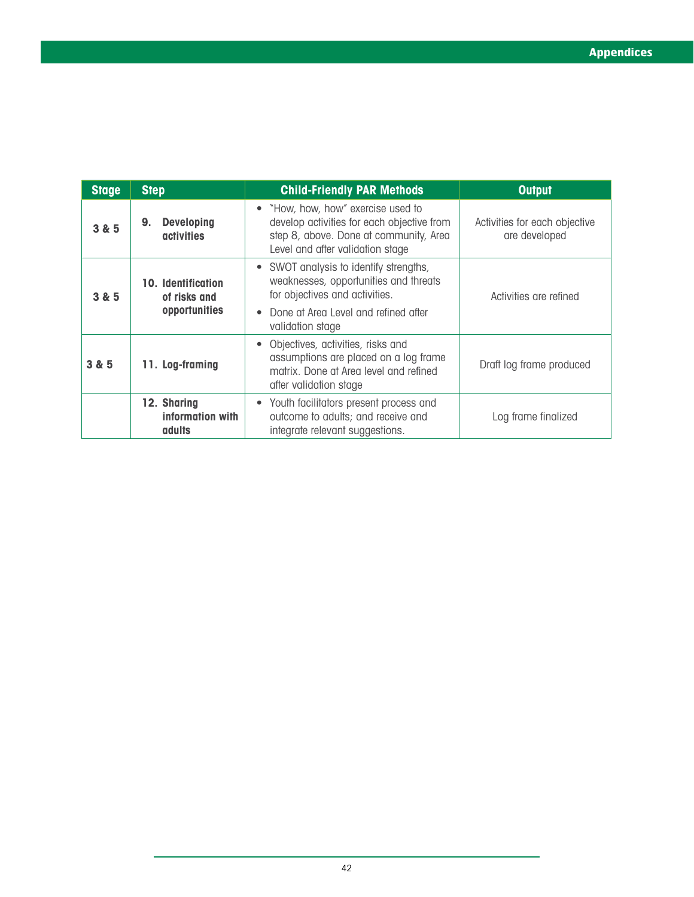| Stage | Step | Child-Friendly PAR Methods | Output |
|---|---|---|---|
| 3 & 5 | **9. Developing activities** | • "How, how, how" exercise used to develop activities for each objective from step 8, above. Done at community, Area Level and after validation stage | Activities for each objective are developed |
| 3 & 5 | **10. Identification of risks and opportunities** | • SWOT analysis to identify strengths, weaknesses, opportunities and threats for objectives and activities. • Done at Area Level and refined after validation stage | Activities are refined |
| 3 & 5 | **11. Log-framing** | • Objectives, activities, risks and assumptions are placed on a log frame matrix. Done at Area level and refined after validation stage | Draft log frame produced |
| | **12. Sharing information with adults** | • Youth facilitators present process and outcome to adults; and receive and integrate relevant suggestions. | Log frame finalized |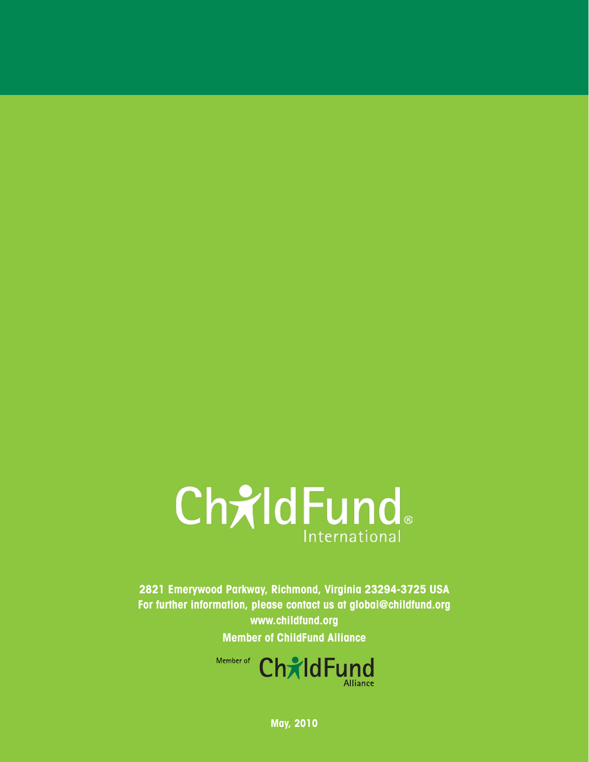ChildFund International

**2821 Emerywood Parkway, Richmond, Virginia 23294-3725 USA**
**For further information, please contact us at global@childfund.org**
**www.childfund.org**
**Member of ChildFund Alliance**

Member of ChildFund Alliance

**May, 2010**